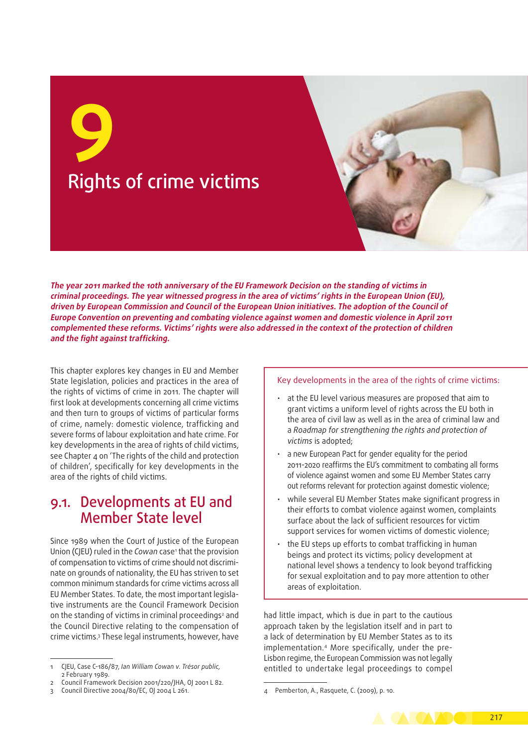# 9 Rights of crime victims

***The year 2011 marked the 10th anniversary of the EU Framework Decision on the standing of victims in criminal proceedings. The year witnessed progress in the area of victims' rights in the European Union (EU), driven by European Commission and Council of the European Union initiatives. The adoption of the Council of Europe Convention on preventing and combating violence against women and domestic violence in April 2011 complemented these reforms. Victims' rights were also addressed in the context of the protection of children and the fight against trafficking.***

This chapter explores key changes in EU and Member State legislation, policies and practices in the area of the rights of victims of crime in 2011. The chapter will first look at developments concerning all crime victims and then turn to groups of victims of particular forms of crime, namely: domestic violence, trafficking and severe forms of labour exploitation and hate crime. For key developments in the area of rights of child victims, see Chapter 4 on 'The rights of the child and protection of children', specifically for key developments in the area of the rights of child victims.

> Key developments in the area of the rights of crime victims:
>
> - at the EU level various measures are proposed that aim to grant victims a uniform level of rights across the EU both in the area of civil law as well as in the area of criminal law and a *Roadmap for strengthening the rights and protection of victims* is adopted;
> - a new European Pact for gender equality for the period 2011-2020 reaffirms the EU's commitment to combating all forms of violence against women and some EU Member States carry out reforms relevant for protection against domestic violence;
> - while several EU Member States make significant progress in their efforts to combat violence against women, complaints surface about the lack of sufficient resources for victim support services for women victims of domestic violence;
> - the EU steps up efforts to combat trafficking in human beings and protect its victims; policy development at national level shows a tendency to look beyond trafficking for sexual exploitation and to pay more attention to other areas of exploitation.

## 9.1. Developments at EU and Member State level

Since 1989 when the Court of Justice of the European Union (CJEU) ruled in the *Cowan* case[1] that the provision of compensation to victims of crime should not discriminate on grounds of nationality, the EU has striven to set common minimum standards for crime victims across all EU Member States. To date, the most important legislative instruments are the Council Framework Decision on the standing of victims in criminal proceedings[2] and the Council Directive relating to the compensation of crime victims.[3] These legal instruments, however, have had little impact, which is due in part to the cautious approach taken by the legislation itself and in part to a lack of determination by EU Member States as to its implementation.[4] More specifically, under the pre-Lisbon regime, the European Commission was not legally entitled to undertake legal proceedings to compel

---

1 CJEU, Case C-186/87, *Ian William Cowan v. Trésor public*, 2 February 1989.

2 Council Framework Decision 2001/220/JHA, OJ 2001 L 82.

3 Council Directive 2004/80/EC, OJ 2004 L 261.

4 Pemberton, A., Rasquete, C. (2009), p. 10.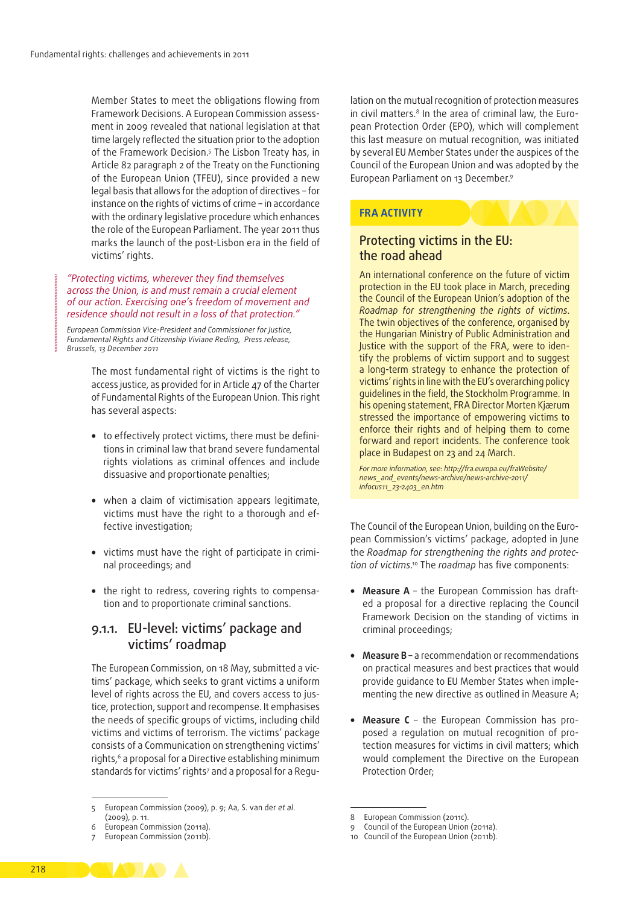Member States to meet the obligations flowing from Framework Decisions. A European Commission assessment in 2009 revealed that national legislation at that time largely reflected the situation prior to the adoption of the Framework Decision.[5] The Lisbon Treaty has, in Article 82 paragraph 2 of the Treaty on the Functioning of the European Union (TFEU), since provided a new legal basis that allows for the adoption of directives – for instance on the rights of victims of crime – in accordance with the ordinary legislative procedure which enhances the role of the European Parliament. The year 2011 thus marks the launch of the post-Lisbon era in the field of victims' rights.

> *"Protecting victims, wherever they find themselves across the Union, is and must remain a crucial element of our action. Exercising one's freedom of movement and residence should not result in a loss of that protection."*
>
> *European Commission Vice-President and Commissioner for Justice, Fundamental Rights and Citizenship Viviane Reding, Press release, Brussels, 13 December 2011*

The most fundamental right of victims is the right to access justice, as provided for in Article 47 of the Charter of Fundamental Rights of the European Union. This right has several aspects:

- to effectively protect victims, there must be definitions in criminal law that brand severe fundamental rights violations as criminal offences and include dissuasive and proportionate penalties;
- when a claim of victimisation appears legitimate, victims must have the right to a thorough and effective investigation;
- victims must have the right of participate in criminal proceedings; and
- the right to redress, covering rights to compensation and to proportionate criminal sanctions.

## 9.1.1. EU-level: victims' package and victims' roadmap

The European Commission, on 18 May, submitted a victims' package, which seeks to grant victims a uniform level of rights across the EU, and covers access to justice, protection, support and recompense. It emphasises the needs of specific groups of victims, including child victims and victims of terrorism. The victims' package consists of a Communication on strengthening victims' rights,[6] a proposal for a Directive establishing minimum standards for victims' rights[7] and a proposal for a Regulation on the mutual recognition of protection measures in civil matters.[8] In the area of criminal law, the European Protection Order (EPO), which will complement this last measure on mutual recognition, was initiated by several EU Member States under the auspices of the Council of the European Union and was adopted by the European Parliament on 13 December.[9]

> **FRA ACTIVITY**
>
> ### Protecting victims in the EU: the road ahead
>
> An international conference on the future of victim protection in the EU took place in March, preceding the Council of the European Union's adoption of the *Roadmap for strengthening the rights of victims.* The twin objectives of the conference, organised by the Hungarian Ministry of Public Administration and Justice with the support of the FRA, were to identify the problems of victim support and to suggest a long-term strategy to enhance the protection of victims' rights in line with the EU's overarching policy guidelines in the field, the Stockholm Programme. In his opening statement, FRA Director Morten Kjærum stressed the importance of empowering victims to enforce their rights and of helping them to come forward and report incidents. The conference took place in Budapest on 23 and 24 March.
>
> *For more information, see: http://fra.europa.eu/fraWebsite/news_and_events/news-archive/news-archive-2011/infocus11_23-2403_en.htm*

The Council of the European Union, building on the European Commission's victims' package, adopted in June the *Roadmap for strengthening the rights and protection of victims.*[10] The *roadmap* has five components:

- **Measure A** – the European Commission has drafted a proposal for a directive replacing the Council Framework Decision on the standing of victims in criminal proceedings;
- **Measure B** – a recommendation or recommendations on practical measures and best practices that would provide guidance to EU Member States when implementing the new directive as outlined in Measure A;
- **Measure C** – the European Commission has proposed a regulation on mutual recognition of protection measures for victims in civil matters; which would complement the Directive on the European Protection Order;

---

5 European Commission (2009), p. 9; Aa, S. van der *et al.* (2009), p. 11.
6 European Commission (2011a).
7 European Commission (2011b).
8 European Commission (2011c).
9 Council of the European Union (2011a).
10 Council of the European Union (2011b).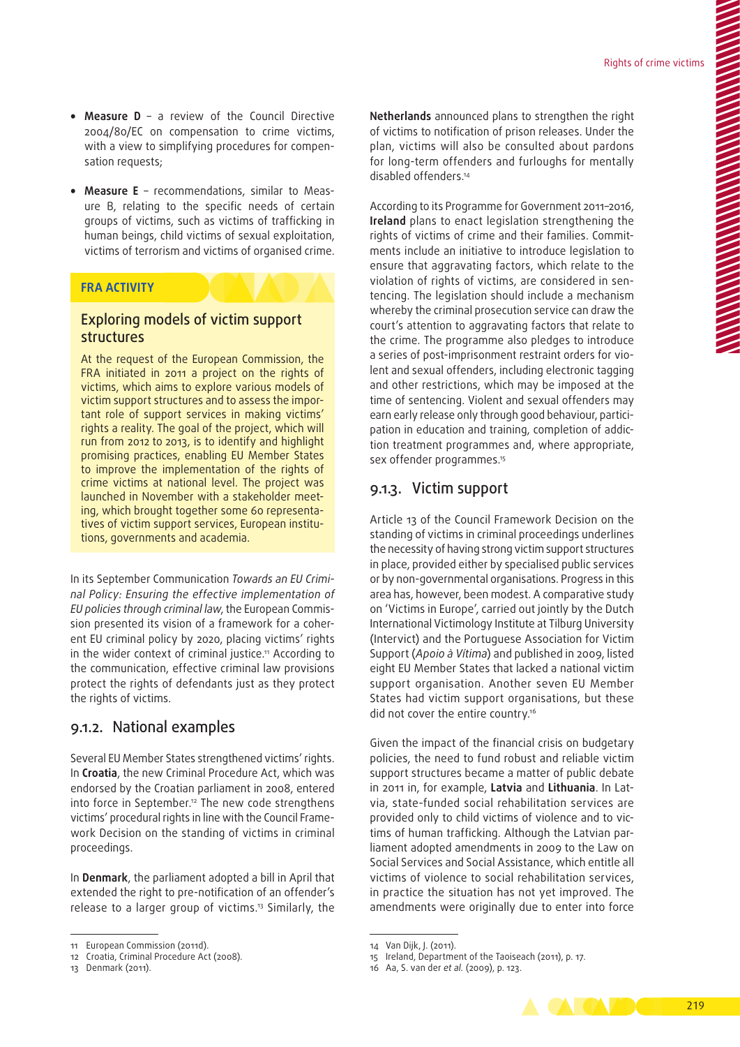- **Measure D** – a review of the Council Directive 2004/80/EC on compensation to crime victims, with a view to simplifying procedures for compensation requests;
- **Measure E** – recommendations, similar to Measure B, relating to the specific needs of certain groups of victims, such as victims of trafficking in human beings, child victims of sexual exploitation, victims of terrorism and victims of organised crime.

**FRA ACTIVITY**

### Exploring models of victim support structures

At the request of the European Commission, the FRA initiated in 2011 a project on the rights of victims, which aims to explore various models of victim support structures and to assess the important role of support services in making victims' rights a reality. The goal of the project, which will run from 2012 to 2013, is to identify and highlight promising practices, enabling EU Member States to improve the implementation of the rights of crime victims at national level. The project was launched in November with a stakeholder meeting, which brought together some 60 representatives of victim support services, European institutions, governments and academia.

In its September Communication *Towards an EU Criminal Policy: Ensuring the effective implementation of EU policies through criminal law*, the European Commission presented its vision of a framework for a coherent EU criminal policy by 2020, placing victims' rights in the wider context of criminal justice.[11] According to the communication, effective criminal law provisions protect the rights of defendants just as they protect the rights of victims.

## 9.1.2. National examples

Several EU Member States strengthened victims' rights. In **Croatia**, the new Criminal Procedure Act, which was endorsed by the Croatian parliament in 2008, entered into force in September.[12] The new code strengthens victims' procedural rights in line with the Council Framework Decision on the standing of victims in criminal proceedings.

In **Denmark**, the parliament adopted a bill in April that extended the right to pre-notification of an offender's release to a larger group of victims.[13] Similarly, the **Netherlands** announced plans to strengthen the right of victims to notification of prison releases. Under the plan, victims will also be consulted about pardons for long-term offenders and furloughs for mentally disabled offenders.[14]

According to its Programme for Government 2011–2016, **Ireland** plans to enact legislation strengthening the rights of victims of crime and their families. Commitments include an initiative to introduce legislation to ensure that aggravating factors, which relate to the violation of rights of victims, are considered in sentencing. The legislation should include a mechanism whereby the criminal prosecution service can draw the court's attention to aggravating factors that relate to the crime. The programme also pledges to introduce a series of post-imprisonment restraint orders for violent and sexual offenders, including electronic tagging and other restrictions, which may be imposed at the time of sentencing. Violent and sexual offenders may earn early release only through good behaviour, participation in education and training, completion of addiction treatment programmes and, where appropriate, sex offender programmes.[15]

## 9.1.3. Victim support

Article 13 of the Council Framework Decision on the standing of victims in criminal proceedings underlines the necessity of having strong victim support structures in place, provided either by specialised public services or by non-governmental organisations. Progress in this area has, however, been modest. A comparative study on 'Victims in Europe', carried out jointly by the Dutch International Victimology Institute at Tilburg University (Intervict) and the Portuguese Association for Victim Support (*Apoio à Vítima*) and published in 2009, listed eight EU Member States that lacked a national victim support organisation. Another seven EU Member States had victim support organisations, but these did not cover the entire country.[16]

Given the impact of the financial crisis on budgetary policies, the need to fund robust and reliable victim support structures became a matter of public debate in 2011 in, for example, **Latvia** and **Lithuania**. In Latvia, state-funded social rehabilitation services are provided only to child victims of violence and to victims of human trafficking. Although the Latvian parliament adopted amendments in 2009 to the Law on Social Services and Social Assistance, which entitle all victims of violence to social rehabilitation services, in practice the situation has not yet improved. The amendments were originally due to enter into force

---

11 European Commission (2011d).
12 Croatia, Criminal Procedure Act (2008).
13 Denmark (2011).
14 Van Dijk, J. (2011).
15 Ireland, Department of the Taoiseach (2011), p. 17.
16 Aa, S. van der *et al.* (2009), p. 123.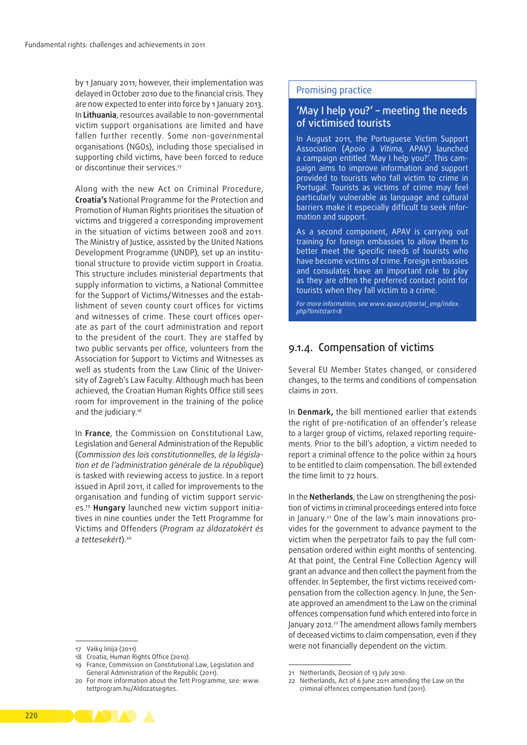by 1 January 2011; however, their implementation was delayed in October 2010 due to the financial crisis. They are now expected to enter into force by 1 January 2013. In **Lithuania**, resources available to non-governmental victim support organisations are limited and have fallen further recently. Some non-governmental organisations (NGOs), including those specialised in supporting child victims, have been forced to reduce or discontinue their services.[17]

Along with the new Act on Criminal Procedure, **Croatia's** National Programme for the Protection and Promotion of Human Rights prioritises the situation of victims and triggered a corresponding improvement in the situation of victims between 2008 and 2011. The Ministry of Justice, assisted by the United Nations Development Programme (UNDP), set up an institutional structure to provide victim support in Croatia. This structure includes ministerial departments that supply information to victims, a National Committee for the Support of Victims/Witnesses and the establishment of seven county court offices for victims and witnesses of crime. These court offices operate as part of the court administration and report to the president of the court. They are staffed by two public servants per office, volunteers from the Association for Support to Victims and Witnesses as well as students from the Law Clinic of the University of Zagreb's Law Faculty. Although much has been achieved, the Croatian Human Rights Office still sees room for improvement in the training of the police and the judiciary.[18]

In **France**, the Commission on Constitutional Law, Legislation and General Administration of the Republic (*Commission des lois constitutionnelles, de la législation et de l'administration générale de la république*) is tasked with reviewing access to justice. In a report issued in April 2011, it called for improvements to the organisation and funding of victim support services.[19] **Hungary** launched new victim support initiatives in nine counties under the Tett Programme for Victims and Offenders (*Program az áldozatokért és a tettesekért*).[20]

> **Promising practice**
>
> **'May I help you?' – meeting the needs of victimised tourists**
>
> In August 2011, the Portuguese Victim Support Association (*Apoio à Vitima,* APAV) launched a campaign entitled 'May I help you?'. This campaign aims to improve information and support provided to tourists who fall victim to crime in Portugal. Tourists as victims of crime may feel particularly vulnerable as language and cultural barriers make it especially difficult to seek information and support.
>
> As a second component, APAV is carrying out training for foreign embassies to allow them to better meet the specific needs of tourists who have become victims of crime. Foreign embassies and consulates have an important role to play as they are often the preferred contact point for tourists when they fall victim to a crime.
>
> *For more information, see www.apav.pt/portal_eng/index.php?limitstart=8*

## 9.1.4. Compensation of victims

Several EU Member States changed, or considered changes, to the terms and conditions of compensation claims in 2011.

In **Denmark,** the bill mentioned earlier that extends the right of pre-notification of an offender's release to a larger group of victims, relaxed reporting requirements. Prior to the bill's adoption, a victim needed to report a criminal offence to the police within 24 hours to be entitled to claim compensation. The bill extended the time limit to 72 hours.

In the **Netherlands**, the Law on strengthening the position of victims in criminal proceedings entered into force in January.[21] One of the law's main innovations provides for the government to advance payment to the victim when the perpetrator fails to pay the full compensation ordered within eight months of sentencing. At that point, the Central Fine Collection Agency will grant an advance and then collect the payment from the offender. In September, the first victims received compensation from the collection agency. In June, the Senate approved an amendment to the Law on the criminal offences compensation fund which entered into force in January 2012.[22] The amendment allows family members of deceased victims to claim compensation, even if they were not financially dependent on the victim.

---

17 Vaikų linija (2011).
18 Croatia, Human Rights Office (2010).
19 France, Commission on Constitutional Law, Legislation and General Administration of the Republic (2011).
20 For more information about the Tett Programme, see: www.tettprogram.hu/Aldozatsegites.
21 Netherlands, Decision of 13 July 2010.
22 Netherlands, Act of 6 June 2011 amending the Law on the criminal offences compensation fund (2011).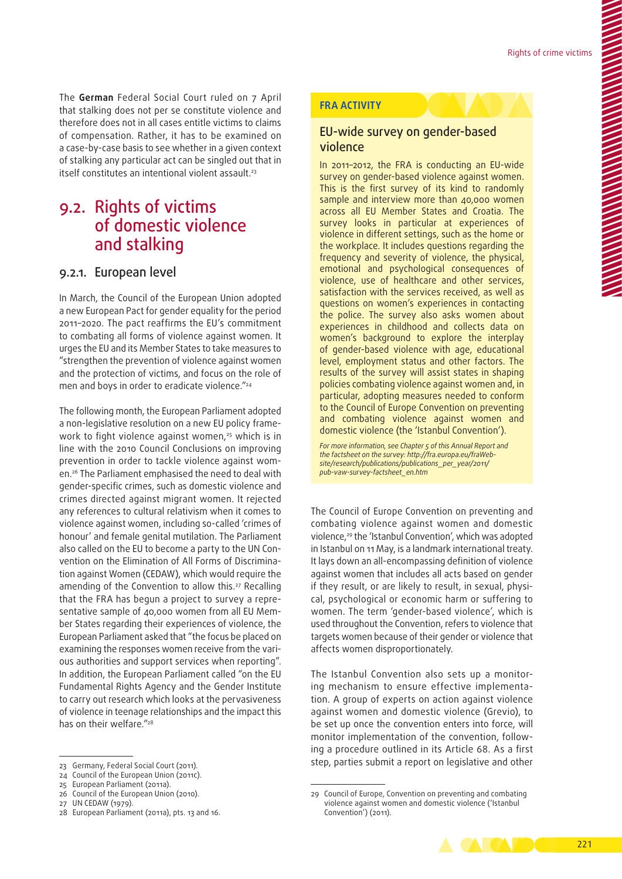The **German** Federal Social Court ruled on 7 April that stalking does not per se constitute violence and therefore does not in all cases entitle victims to claims of compensation. Rather, it has to be examined on a case-by-case basis to see whether in a given context of stalking any particular act can be singled out that in itself constitutes an intentional violent assault.[23]

## 9.2. Rights of victims of domestic violence and stalking

### 9.2.1. European level

In March, the Council of the European Union adopted a new European Pact for gender equality for the period 2011–2020. The pact reaffirms the EU's commitment to combating all forms of violence against women. It urges the EU and its Member States to take measures to "strengthen the prevention of violence against women and the protection of victims, and focus on the role of men and boys in order to eradicate violence."[24]

The following month, the European Parliament adopted a non-legislative resolution on a new EU policy framework to fight violence against women,[25] which is in line with the 2010 Council Conclusions on improving prevention in order to tackle violence against women.[26] The Parliament emphasised the need to deal with gender-specific crimes, such as domestic violence and crimes directed against migrant women. It rejected any references to cultural relativism when it comes to violence against women, including so-called 'crimes of honour' and female genital mutilation. The Parliament also called on the EU to become a party to the UN Convention on the Elimination of All Forms of Discrimination against Women (CEDAW), which would require the amending of the Convention to allow this.[27] Recalling that the FRA has begun a project to survey a representative sample of 40,000 women from all EU Member States regarding their experiences of violence, the European Parliament asked that "the focus be placed on examining the responses women receive from the various authorities and support services when reporting". In addition, the European Parliament called "on the EU Fundamental Rights Agency and the Gender Institute to carry out research which looks at the pervasiveness of violence in teenage relationships and the impact this has on their welfare."[28]

23 Germany, Federal Social Court (2011).
24 Council of the European Union (2011c).
25 European Parliament (2011a).
26 Council of the European Union (2010).
27 UN CEDAW (1979).
28 European Parliament (2011a), pts. 13 and 16.

**FRA ACTIVITY**

### EU-wide survey on gender-based violence

In 2011–2012, the FRA is conducting an EU-wide survey on gender-based violence against women. This is the first survey of its kind to randomly sample and interview more than 40,000 women across all EU Member States and Croatia. The survey looks in particular at experiences of violence in different settings, such as the home or the workplace. It includes questions regarding the frequency and severity of violence, the physical, emotional and psychological consequences of violence, use of healthcare and other services, satisfaction with the services received, as well as questions on women's experiences in contacting the police. The survey also asks women about experiences in childhood and collects data on women's background to explore the interplay of gender-based violence with age, educational level, employment status and other factors. The results of the survey will assist states in shaping policies combating violence against women and, in particular, adopting measures needed to conform to the Council of Europe Convention on preventing and combating violence against women and domestic violence (the 'Istanbul Convention').

*For more information, see Chapter 5 of this Annual Report and the factsheet on the survey: http://fra.europa.eu/fraWebsite/research/publications/publications_per_year/2011/pub-vaw-survey-factsheet_en.htm*

The Council of Europe Convention on preventing and combating violence against women and domestic violence,[29] the 'Istanbul Convention', which was adopted in Istanbul on 11 May, is a landmark international treaty. It lays down an all-encompassing definition of violence against women that includes all acts based on gender if they result, or are likely to result, in sexual, physical, psychological or economic harm or suffering to women. The term 'gender-based violence', which is used throughout the Convention, refers to violence that targets women because of their gender or violence that affects women disproportionately.

The Istanbul Convention also sets up a monitoring mechanism to ensure effective implementation. A group of experts on action against violence against women and domestic violence (Grevio), to be set up once the convention enters into force, will monitor implementation of the convention, following a procedure outlined in its Article 68. As a first step, parties submit a report on legislative and other

29 Council of Europe, Convention on preventing and combating violence against women and domestic violence ('Istanbul Convention') (2011).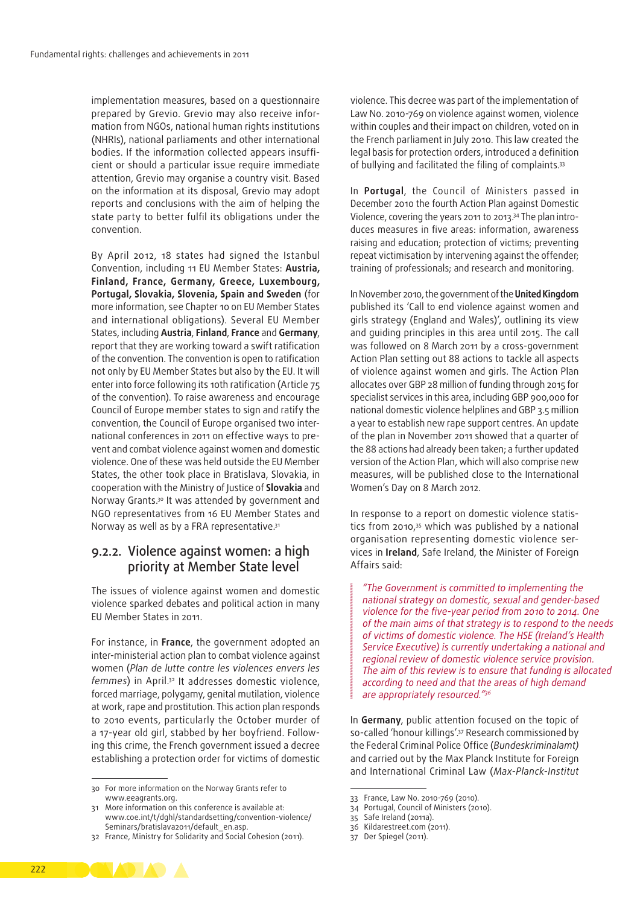implementation measures, based on a questionnaire prepared by Grevio. Grevio may also receive information from NGOs, national human rights institutions (NHRIs), national parliaments and other international bodies. If the information collected appears insufficient or should a particular issue require immediate attention, Grevio may organise a country visit. Based on the information at its disposal, Grevio may adopt reports and conclusions with the aim of helping the state party to better fulfil its obligations under the convention.

By April 2012, 18 states had signed the Istanbul Convention, including 11 EU Member States: **Austria, Finland, France, Germany, Greece, Luxembourg, Portugal, Slovakia, Slovenia, Spain and Sweden** (for more information, see Chapter 10 on EU Member States and international obligations). Several EU Member States, including **Austria**, **Finland**, **France** and **Germany**, report that they are working toward a swift ratification of the convention. The convention is open to ratification not only by EU Member States but also by the EU. It will enter into force following its 10th ratification (Article 75 of the convention). To raise awareness and encourage Council of Europe member states to sign and ratify the convention, the Council of Europe organised two international conferences in 2011 on effective ways to prevent and combat violence against women and domestic violence. One of these was held outside the EU Member States, the other took place in Bratislava, Slovakia, in cooperation with the Ministry of Justice of **Slovakia** and Norway Grants.[30] It was attended by government and NGO representatives from 16 EU Member States and Norway as well as by a FRA representative.[31]

## 9.2.2. Violence against women: a high priority at Member State level

The issues of violence against women and domestic violence sparked debates and political action in many EU Member States in 2011.

For instance, in **France**, the government adopted an inter-ministerial action plan to combat violence against women (*Plan de lutte contre les violences envers les femmes*) in April.[32] It addresses domestic violence, forced marriage, polygamy, genital mutilation, violence at work, rape and prostitution. This action plan responds to 2010 events, particularly the October murder of a 17-year old girl, stabbed by her boyfriend. Following this crime, the French government issued a decree establishing a protection order for victims of domestic violence. This decree was part of the implementation of Law No. 2010-769 on violence against women, violence within couples and their impact on children, voted on in the French parliament in July 2010. This law created the legal basis for protection orders, introduced a definition of bullying and facilitated the filing of complaints.[33]

In **Portugal**, the Council of Ministers passed in December 2010 the fourth Action Plan against Domestic Violence, covering the years 2011 to 2013.[34] The plan introduces measures in five areas: information, awareness raising and education; protection of victims; preventing repeat victimisation by intervening against the offender; training of professionals; and research and monitoring.

In November 2010, the government of the **United Kingdom** published its 'Call to end violence against women and girls strategy (England and Wales)', outlining its view and guiding principles in this area until 2015. The call was followed on 8 March 2011 by a cross-government Action Plan setting out 88 actions to tackle all aspects of violence against women and girls. The Action Plan allocates over GBP 28 million of funding through 2015 for specialist services in this area, including GBP 900,000 for national domestic violence helplines and GBP 3.5 million a year to establish new rape support centres. An update of the plan in November 2011 showed that a quarter of the 88 actions had already been taken; a further updated version of the Action Plan, which will also comprise new measures, will be published close to the International Women's Day on 8 March 2012.

In response to a report on domestic violence statistics from 2010,[35] which was published by a national organisation representing domestic violence services in **Ireland**, Safe Ireland, the Minister of Foreign Affairs said:

> *"The Government is committed to implementing the national strategy on domestic, sexual and gender-based violence for the five-year period from 2010 to 2014. One of the main aims of that strategy is to respond to the needs of victims of domestic violence. The HSE (Ireland's Health Service Executive) is currently undertaking a national and regional review of domestic violence service provision. The aim of this review is to ensure that funding is allocated according to need and that the areas of high demand are appropriately resourced."*[36]

In **Germany**, public attention focused on the topic of so-called 'honour killings'.[37] Research commissioned by the Federal Criminal Police Office (*Bundeskriminalamt)* and carried out by the Max Planck Institute for Foreign and International Criminal Law (*Max-Planck-Institut*

---

30 For more information on the Norway Grants refer to www.eeagrants.org.

31 More information on this conference is available at: www.coe.int/t/dghl/standardsetting/convention-violence/Seminars/bratislava2011/default_en.asp.

32 France, Ministry for Solidarity and Social Cohesion (2011).

33 France, Law No. 2010-769 (2010).

34 Portugal, Council of Ministers (2010).

35 Safe Ireland (2011a).

36 Kildarestreet.com (2011).

37 Der Spiegel (2011).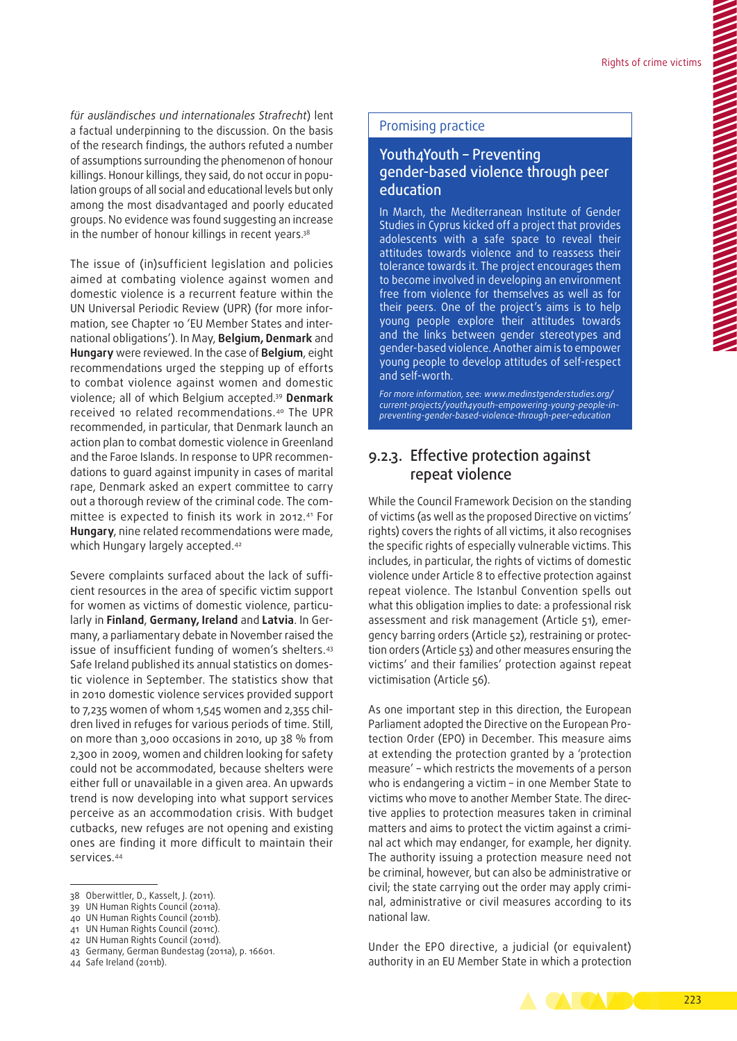*für ausländisches und internationales Strafrecht*) lent a factual underpinning to the discussion. On the basis of the research findings, the authors refuted a number of assumptions surrounding the phenomenon of honour killings. Honour killings, they said, do not occur in population groups of all social and educational levels but only among the most disadvantaged and poorly educated groups. No evidence was found suggesting an increase in the number of honour killings in recent years.[38]

The issue of (in)sufficient legislation and policies aimed at combating violence against women and domestic violence is a recurrent feature within the UN Universal Periodic Review (UPR) (for more information, see Chapter 10 'EU Member States and international obligations'). In May, **Belgium, Denmark** and **Hungary** were reviewed. In the case of **Belgium**, eight recommendations urged the stepping up of efforts to combat violence against women and domestic violence; all of which Belgium accepted.[39] **Denmark** received 10 related recommendations.[40] The UPR recommended, in particular, that Denmark launch an action plan to combat domestic violence in Greenland and the Faroe Islands. In response to UPR recommendations to guard against impunity in cases of marital rape, Denmark asked an expert committee to carry out a thorough review of the criminal code. The committee is expected to finish its work in 2012.[41] For **Hungary**, nine related recommendations were made, which Hungary largely accepted.[42]

Severe complaints surfaced about the lack of sufficient resources in the area of specific victim support for women as victims of domestic violence, particularly in **Finland**, **Germany, Ireland** and **Latvia**. In Germany, a parliamentary debate in November raised the issue of insufficient funding of women's shelters.[43] Safe Ireland published its annual statistics on domestic violence in September. The statistics show that in 2010 domestic violence services provided support to 7,235 women of whom 1,545 women and 2,355 children lived in refuges for various periods of time. Still, on more than 3,000 occasions in 2010, up 38 % from 2,300 in 2009, women and children looking for safety could not be accommodated, because shelters were either full or unavailable in a given area. An upwards trend is now developing into what support services perceive as an accommodation crisis. With budget cutbacks, new refuges are not opening and existing ones are finding it more difficult to maintain their services.[44]

38 Oberwittler, D., Kasselt, J. (2011).
39 UN Human Rights Council (2011a).
40 UN Human Rights Council (2011b).
41 UN Human Rights Council (2011c).
42 UN Human Rights Council (2011d).
43 Germany, German Bundestag (2011a), p. 16601.
44 Safe Ireland (2011b).

> Promising practice
>
> **Youth4Youth – Preventing gender-based violence through peer education**
>
> In March, the Mediterranean Institute of Gender Studies in Cyprus kicked off a project that provides adolescents with a safe space to reveal their attitudes towards violence and to reassess their tolerance towards it. The project encourages them to become involved in developing an environment free from violence for themselves as well as for their peers. One of the project's aims is to help young people explore their attitudes towards and the links between gender stereotypes and gender-based violence. Another aim is to empower young people to develop attitudes of self-respect and self-worth.
>
> *For more information, see: www.medinstgenderstudies.org/current-projects/youth4youth-empowering-young-people-in-preventing-gender-based-violence-through-peer-education*

### 9.2.3. Effective protection against repeat violence

While the Council Framework Decision on the standing of victims (as well as the proposed Directive on victims' rights) covers the rights of all victims, it also recognises the specific rights of especially vulnerable victims. This includes, in particular, the rights of victims of domestic violence under Article 8 to effective protection against repeat violence. The Istanbul Convention spells out what this obligation implies to date: a professional risk assessment and risk management (Article 51), emergency barring orders (Article 52), restraining or protection orders (Article 53) and other measures ensuring the victims' and their families' protection against repeat victimisation (Article 56).

As one important step in this direction, the European Parliament adopted the Directive on the European Protection Order (EPO) in December. This measure aims at extending the protection granted by a 'protection measure' – which restricts the movements of a person who is endangering a victim – in one Member State to victims who move to another Member State. The directive applies to protection measures taken in criminal matters and aims to protect the victim against a criminal act which may endanger, for example, her dignity. The authority issuing a protection measure need not be criminal, however, but can also be administrative or civil; the state carrying out the order may apply criminal, administrative or civil measures according to its national law.

Under the EPO directive, a judicial (or equivalent) authority in an EU Member State in which a protection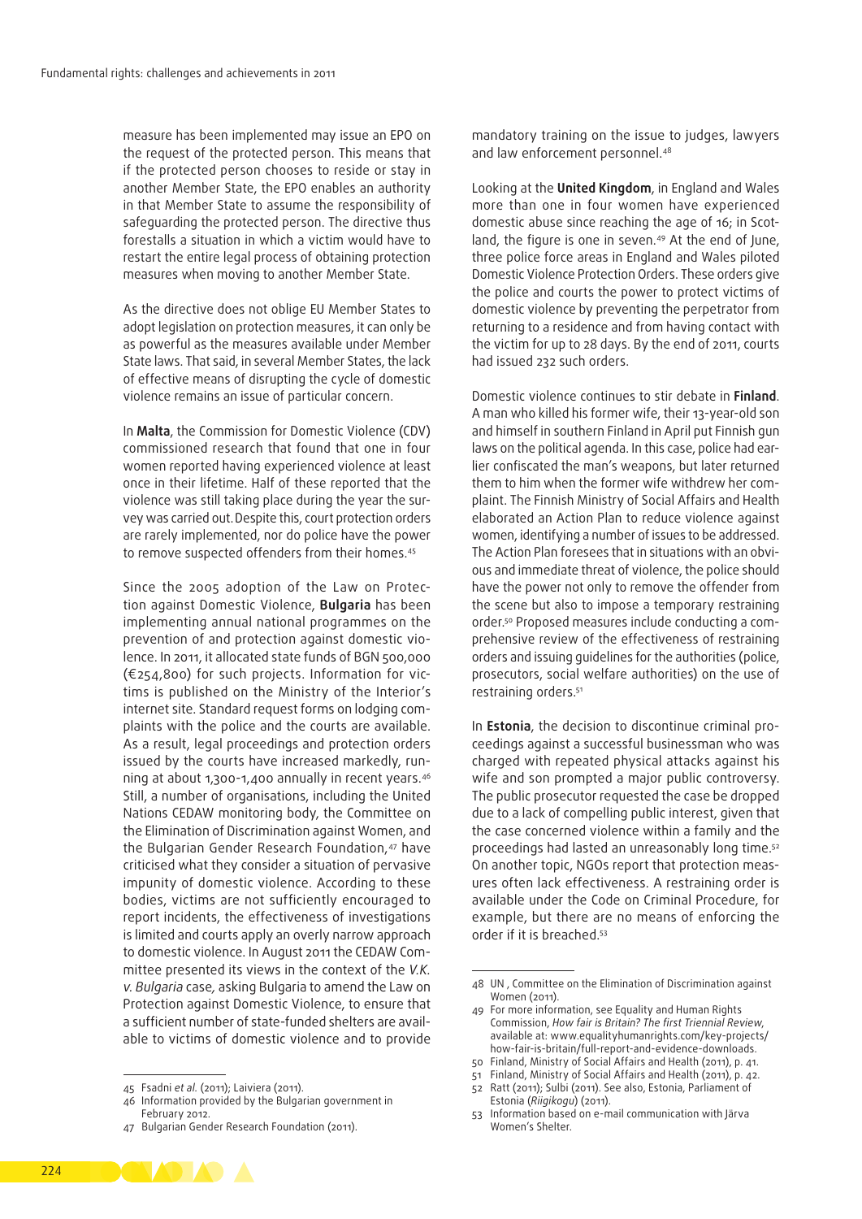measure has been implemented may issue an EPO on the request of the protected person. This means that if the protected person chooses to reside or stay in another Member State, the EPO enables an authority in that Member State to assume the responsibility of safeguarding the protected person. The directive thus forestalls a situation in which a victim would have to restart the entire legal process of obtaining protection measures when moving to another Member State.

As the directive does not oblige EU Member States to adopt legislation on protection measures, it can only be as powerful as the measures available under Member State laws. That said, in several Member States, the lack of effective means of disrupting the cycle of domestic violence remains an issue of particular concern.

In **Malta**, the Commission for Domestic Violence (CDV) commissioned research that found that one in four women reported having experienced violence at least once in their lifetime. Half of these reported that the violence was still taking place during the year the survey was carried out. Despite this, court protection orders are rarely implemented, nor do police have the power to remove suspected offenders from their homes.[45]

Since the 2005 adoption of the Law on Protection against Domestic Violence, **Bulgaria** has been implementing annual national programmes on the prevention of and protection against domestic violence. In 2011, it allocated state funds of BGN 500,000 (€254,800) for such projects. Information for victims is published on the Ministry of the Interior's internet site. Standard request forms on lodging complaints with the police and the courts are available. As a result, legal proceedings and protection orders issued by the courts have increased markedly, running at about 1,300-1,400 annually in recent years.[46] Still, a number of organisations, including the United Nations CEDAW monitoring body, the Committee on the Elimination of Discrimination against Women, and the Bulgarian Gender Research Foundation,[47] have criticised what they consider a situation of pervasive impunity of domestic violence. According to these bodies, victims are not sufficiently encouraged to report incidents, the effectiveness of investigations is limited and courts apply an overly narrow approach to domestic violence. In August 2011 the CEDAW Committee presented its views in the context of the *V.K. v. Bulgaria* case, asking Bulgaria to amend the Law on Protection against Domestic Violence, to ensure that a sufficient number of state-funded shelters are available to victims of domestic violence and to provide mandatory training on the issue to judges, lawyers and law enforcement personnel.[48]

Looking at the **United Kingdom**, in England and Wales more than one in four women have experienced domestic abuse since reaching the age of 16; in Scotland, the figure is one in seven.[49] At the end of June, three police force areas in England and Wales piloted Domestic Violence Protection Orders. These orders give the police and courts the power to protect victims of domestic violence by preventing the perpetrator from returning to a residence and from having contact with the victim for up to 28 days. By the end of 2011, courts had issued 232 such orders.

Domestic violence continues to stir debate in **Finland**. A man who killed his former wife, their 13-year-old son and himself in southern Finland in April put Finnish gun laws on the political agenda. In this case, police had earlier confiscated the man's weapons, but later returned them to him when the former wife withdrew her complaint. The Finnish Ministry of Social Affairs and Health elaborated an Action Plan to reduce violence against women, identifying a number of issues to be addressed. The Action Plan foresees that in situations with an obvious and immediate threat of violence, the police should have the power not only to remove the offender from the scene but also to impose a temporary restraining order.[50] Proposed measures include conducting a comprehensive review of the effectiveness of restraining orders and issuing guidelines for the authorities (police, prosecutors, social welfare authorities) on the use of restraining orders.[51]

In **Estonia**, the decision to discontinue criminal proceedings against a successful businessman who was charged with repeated physical attacks against his wife and son prompted a major public controversy. The public prosecutor requested the case be dropped due to a lack of compelling public interest, given that the case concerned violence within a family and the proceedings had lasted an unreasonably long time.[52] On another topic, NGOs report that protection measures often lack effectiveness. A restraining order is available under the Code on Criminal Procedure, for example, but there are no means of enforcing the order if it is breached.[53]

---

45 Fsadni *et al.* (2011); Laiviera (2011).

46 Information provided by the Bulgarian government in February 2012.

47 Bulgarian Gender Research Foundation (2011).

48 UN , Committee on the Elimination of Discrimination against Women (2011).

49 For more information, see Equality and Human Rights Commission, *How fair is Britain? The first Triennial Review*, available at: www.equalityhumanrights.com/key-projects/how-fair-is-britain/full-report-and-evidence-downloads.

50 Finland, Ministry of Social Affairs and Health (2011), p. 41.

51 Finland, Ministry of Social Affairs and Health (2011), p. 42.

52 Ratt (2011); Sulbi (2011). See also, Estonia, Parliament of Estonia (*Riigikogu*) (2011).

53 Information based on e-mail communication with Järva Women's Shelter.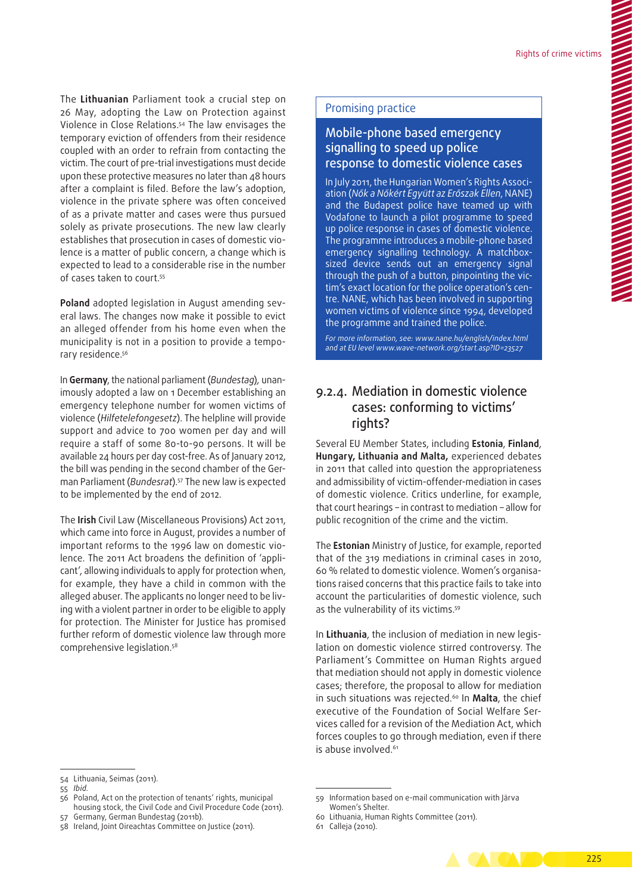The **Lithuanian** Parliament took a crucial step on 26 May, adopting the Law on Protection against Violence in Close Relations.[54] The law envisages the temporary eviction of offenders from their residence coupled with an order to refrain from contacting the victim. The court of pre-trial investigations must decide upon these protective measures no later than 48 hours after a complaint is filed. Before the law's adoption, violence in the private sphere was often conceived of as a private matter and cases were thus pursued solely as private prosecutions. The new law clearly establishes that prosecution in cases of domestic violence is a matter of public concern, a change which is expected to lead to a considerable rise in the number of cases taken to court.[55]

**Poland** adopted legislation in August amending several laws. The changes now make it possible to evict an alleged offender from his home even when the municipality is not in a position to provide a temporary residence.[56]

In **Germany**, the national parliament (*Bundestag*), unanimously adopted a law on 1 December establishing an emergency telephone number for women victims of violence (*Hilfetelefongesetz*). The helpline will provide support and advice to 700 women per day and will require a staff of some 80-to-90 persons. It will be available 24 hours per day cost-free. As of January 2012, the bill was pending in the second chamber of the German Parliament (*Bundesrat*).[57] The new law is expected to be implemented by the end of 2012.

The **Irish** Civil Law (Miscellaneous Provisions) Act 2011, which came into force in August, provides a number of important reforms to the 1996 law on domestic violence. The 2011 Act broadens the definition of 'applicant', allowing individuals to apply for protection when, for example, they have a child in common with the alleged abuser. The applicants no longer need to be living with a violent partner in order to be eligible to apply for protection. The Minister for Justice has promised further reform of domestic violence law through more comprehensive legislation.[58]

> Promising practice
>
> **Mobile-phone based emergency signalling to speed up police response to domestic violence cases**
>
> In July 2011, the Hungarian Women's Rights Association (*Nők a Nőkért Együtt az Erőszak Ellen*, NANE) and the Budapest police have teamed up with Vodafone to launch a pilot programme to speed up police response in cases of domestic violence. The programme introduces a mobile-phone based emergency signalling technology. A matchbox-sized device sends out an emergency signal through the push of a button, pinpointing the victim's exact location for the police operation's centre. NANE, which has been involved in supporting women victims of violence since 1994, developed the programme and trained the police.
>
> *For more information, see: www.nane.hu/english/index.html and at EU level www.wave-network.org/start.asp?ID=23527*

## 9.2.4. Mediation in domestic violence cases: conforming to victims' rights?

Several EU Member States, including **Estonia**, **Finland**, **Hungary, Lithuania and Malta,** experienced debates in 2011 that called into question the appropriateness and admissibility of victim-offender-mediation in cases of domestic violence. Critics underline, for example, that court hearings – in contrast to mediation – allow for public recognition of the crime and the victim.

The **Estonian** Ministry of Justice, for example, reported that of the 319 mediations in criminal cases in 2010, 60 % related to domestic violence. Women's organisations raised concerns that this practice fails to take into account the particularities of domestic violence, such as the vulnerability of its victims.[59]

In **Lithuania**, the inclusion of mediation in new legislation on domestic violence stirred controversy. The Parliament's Committee on Human Rights argued that mediation should not apply in domestic violence cases; therefore, the proposal to allow for mediation in such situations was rejected.[60] In **Malta**, the chief executive of the Foundation of Social Welfare Services called for a revision of the Mediation Act, which forces couples to go through mediation, even if there is abuse involved.[61]

---

54 Lithuania, Seimas (2011).
55 *Ibid.*
56 Poland, Act on the protection of tenants' rights, municipal housing stock, the Civil Code and Civil Procedure Code (2011).
57 Germany, German Bundestag (2011b).
58 Ireland, Joint Oireachtas Committee on Justice (2011).
59 Information based on e-mail communication with Järva Women's Shelter.
60 Lithuania, Human Rights Committee (2011).
61 Calleja (2010).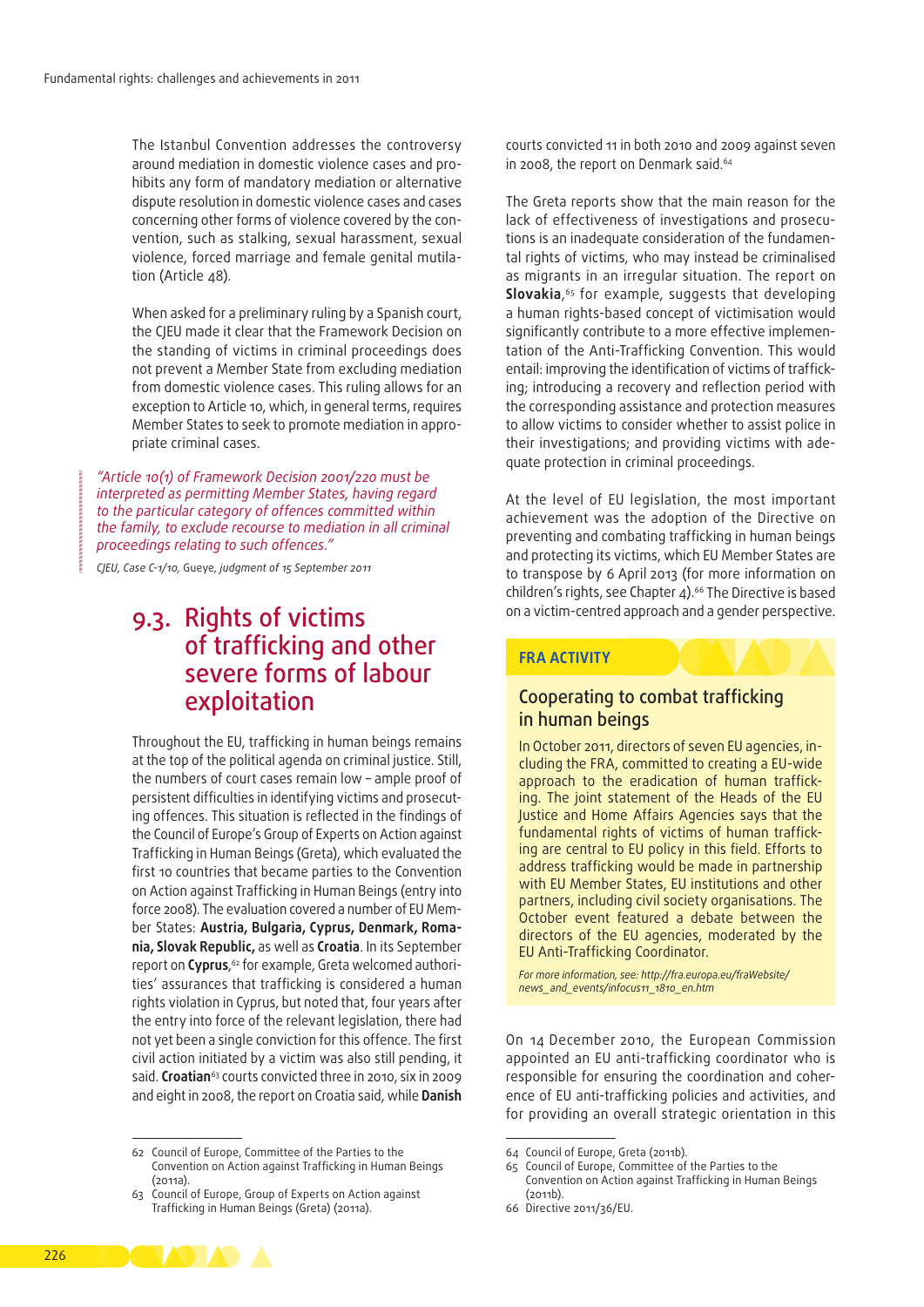The Istanbul Convention addresses the controversy around mediation in domestic violence cases and prohibits any form of mandatory mediation or alternative dispute resolution in domestic violence cases and cases concerning other forms of violence covered by the convention, such as stalking, sexual harassment, sexual violence, forced marriage and female genital mutilation (Article 48).

When asked for a preliminary ruling by a Spanish court, the CJEU made it clear that the Framework Decision on the standing of victims in criminal proceedings does not prevent a Member State from excluding mediation from domestic violence cases. This ruling allows for an exception to Article 10, which, in general terms, requires Member States to seek to promote mediation in appropriate criminal cases.

> *"Article 10(1) of Framework Decision 2001/220 must be interpreted as permitting Member States, having regard to the particular category of offences committed within the family, to exclude recourse to mediation in all criminal proceedings relating to such offences."*
>
> CJEU, Case C-1/10, *Gueye*, judgment of 15 September 2011

## 9.3. Rights of victims of trafficking and other severe forms of labour exploitation

Throughout the EU, trafficking in human beings remains at the top of the political agenda on criminal justice. Still, the numbers of court cases remain low – ample proof of persistent difficulties in identifying victims and prosecuting offences. This situation is reflected in the findings of the Council of Europe's Group of Experts on Action against Trafficking in Human Beings (Greta), which evaluated the first 10 countries that became parties to the Convention on Action against Trafficking in Human Beings (entry into force 2008). The evaluation covered a number of EU Member States: **Austria, Bulgaria, Cyprus, Denmark, Romania, Slovak Republic,** as well as **Croatia**. In its September report on **Cyprus**,[62] for example, Greta welcomed authorities' assurances that trafficking is considered a human rights violation in Cyprus, but noted that, four years after the entry into force of the relevant legislation, there had not yet been a single conviction for this offence. The first civil action initiated by a victim was also still pending, it said. **Croatian**[63] courts convicted three in 2010, six in 2009 and eight in 2008, the report on Croatia said, while **Danish** courts convicted 11 in both 2010 and 2009 against seven in 2008, the report on Denmark said.[64]

The Greta reports show that the main reason for the lack of effectiveness of investigations and prosecutions is an inadequate consideration of the fundamental rights of victims, who may instead be criminalised as migrants in an irregular situation. The report on **Slovakia**,[65] for example, suggests that developing a human rights-based concept of victimisation would significantly contribute to a more effective implementation of the Anti-Trafficking Convention. This would entail: improving the identification of victims of trafficking; introducing a recovery and reflection period with the corresponding assistance and protection measures to allow victims to consider whether to assist police in their investigations; and providing victims with adequate protection in criminal proceedings.

At the level of EU legislation, the most important achievement was the adoption of the Directive on preventing and combating trafficking in human beings and protecting its victims, which EU Member States are to transpose by 6 April 2013 (for more information on children's rights, see Chapter 4).[66] The Directive is based on a victim-centred approach and a gender perspective.

> **FRA ACTIVITY**
>
> ### Cooperating to combat trafficking in human beings
>
> In October 2011, directors of seven EU agencies, including the FRA, committed to creating a EU-wide approach to the eradication of human trafficking. The joint statement of the Heads of the EU Justice and Home Affairs Agencies says that the fundamental rights of victims of human trafficking are central to EU policy in this field. Efforts to address trafficking would be made in partnership with EU Member States, EU institutions and other partners, including civil society organisations. The October event featured a debate between the directors of the EU agencies, moderated by the EU Anti-Trafficking Coordinator.
>
> *For more information, see: http://fra.europa.eu/fraWebsite/news_and_events/infocus11_1810_en.htm*

On 14 December 2010, the European Commission appointed an EU anti-trafficking coordinator who is responsible for ensuring the coordination and coherence of EU anti-trafficking policies and activities, and for providing an overall strategic orientation in this

---

62 Council of Europe, Committee of the Parties to the Convention on Action against Trafficking in Human Beings (2011a).

63 Council of Europe, Group of Experts on Action against Trafficking in Human Beings (Greta) (2011a).

64 Council of Europe, Greta (2011b).

65 Council of Europe, Committee of the Parties to the Convention on Action against Trafficking in Human Beings (2011b).

66 Directive 2011/36/EU.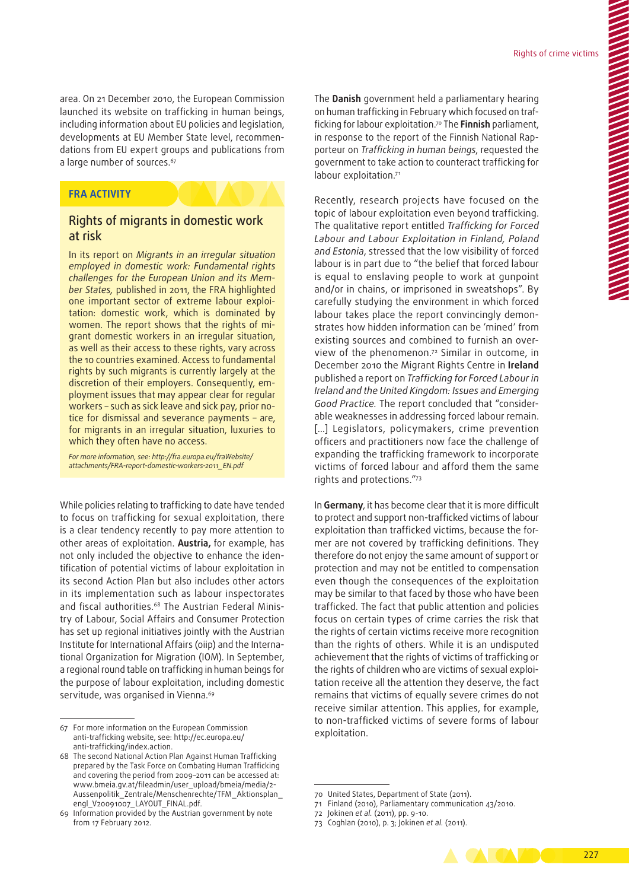area. On 21 December 2010, the European Commission launched its website on trafficking in human beings, including information about EU policies and legislation, developments at EU Member State level, recommendations from EU expert groups and publications from a large number of sources.[67]

**FRA ACTIVITY**

### Rights of migrants in domestic work at risk

In its report on *Migrants in an irregular situation employed in domestic work: Fundamental rights challenges for the European Union and its Member States,* published in 2011, the FRA highlighted one important sector of extreme labour exploitation: domestic work, which is dominated by women. The report shows that the rights of migrant domestic workers in an irregular situation, as well as their access to these rights, vary across the 10 countries examined. Access to fundamental rights by such migrants is currently largely at the discretion of their employers. Consequently, employment issues that may appear clear for regular workers – such as sick leave and sick pay, prior notice for dismissal and severance payments – are, for migrants in an irregular situation, luxuries to which they often have no access.

*For more information, see: http://fra.europa.eu/fraWebsite/attachments/FRA-report-domestic-workers-2011_EN.pdf*

While policies relating to trafficking to date have tended to focus on trafficking for sexual exploitation, there is a clear tendency recently to pay more attention to other areas of exploitation. **Austria,** for example, has not only included the objective to enhance the identification of potential victims of labour exploitation in its second Action Plan but also includes other actors in its implementation such as labour inspectorates and fiscal authorities.[68] The Austrian Federal Ministry of Labour, Social Affairs and Consumer Protection has set up regional initiatives jointly with the Austrian Institute for International Affairs (oiip) and the International Organization for Migration (IOM). In September, a regional round table on trafficking in human beings for the purpose of labour exploitation, including domestic servitude, was organised in Vienna.[69]

The **Danish** government held a parliamentary hearing on human trafficking in February which focused on trafficking for labour exploitation.[70] The **Finnish** parliament, in response to the report of the Finnish National Rapporteur on *Trafficking in human beings*, requested the government to take action to counteract trafficking for labour exploitation.[71]

Recently, research projects have focused on the topic of labour exploitation even beyond trafficking. The qualitative report entitled *Trafficking for Forced Labour and Labour Exploitation in Finland, Poland and Estonia*, stressed that the low visibility of forced labour is in part due to "the belief that forced labour is equal to enslaving people to work at gunpoint and/or in chains, or imprisoned in sweatshops". By carefully studying the environment in which forced labour takes place the report convincingly demonstrates how hidden information can be 'mined' from existing sources and combined to furnish an overview of the phenomenon.[72] Similar in outcome, in December 2010 the Migrant Rights Centre in **Ireland** published a report on *Trafficking for Forced Labour in Ireland and the United Kingdom: Issues and Emerging Good Practice.* The report concluded that "considerable weaknesses in addressing forced labour remain. [...] Legislators, policymakers, crime prevention officers and practitioners now face the challenge of expanding the trafficking framework to incorporate victims of forced labour and afford them the same rights and protections."[73]

In **Germany**, it has become clear that it is more difficult to protect and support non-trafficked victims of labour exploitation than trafficked victims, because the former are not covered by trafficking definitions. They therefore do not enjoy the same amount of support or protection and may not be entitled to compensation even though the consequences of the exploitation may be similar to that faced by those who have been trafficked. The fact that public attention and policies focus on certain types of crime carries the risk that the rights of certain victims receive more recognition than the rights of others. While it is an undisputed achievement that the rights of victims of trafficking or the rights of children who are victims of sexual exploitation receive all the attention they deserve, the fact remains that victims of equally severe crimes do not receive similar attention. This applies, for example, to non-trafficked victims of severe forms of labour exploitation.

---

67 For more information on the European Commission anti-trafficking website, see: http://ec.europa.eu/anti-trafficking/index.action.

68 The second National Action Plan Against Human Trafficking prepared by the Task Force on Combating Human Trafficking and covering the period from 2009–2011 can be accessed at: www.bmeia.gv.at/fileadmin/user_upload/bmeia/media/2-Aussenpolitik_Zentrale/Menschenrechte/TFM_Aktionsplan_engl_V20091007_LAYOUT_FINAL.pdf.

69 Information provided by the Austrian government by note from 17 February 2012.

70 United States, Department of State (2011).

71 Finland (2010), Parliamentary communication 43/2010.

72 Jokinen *et al.* (2011), pp. 9–10.

73 Coghlan (2010), p. 3; Jokinen *et al.* (2011).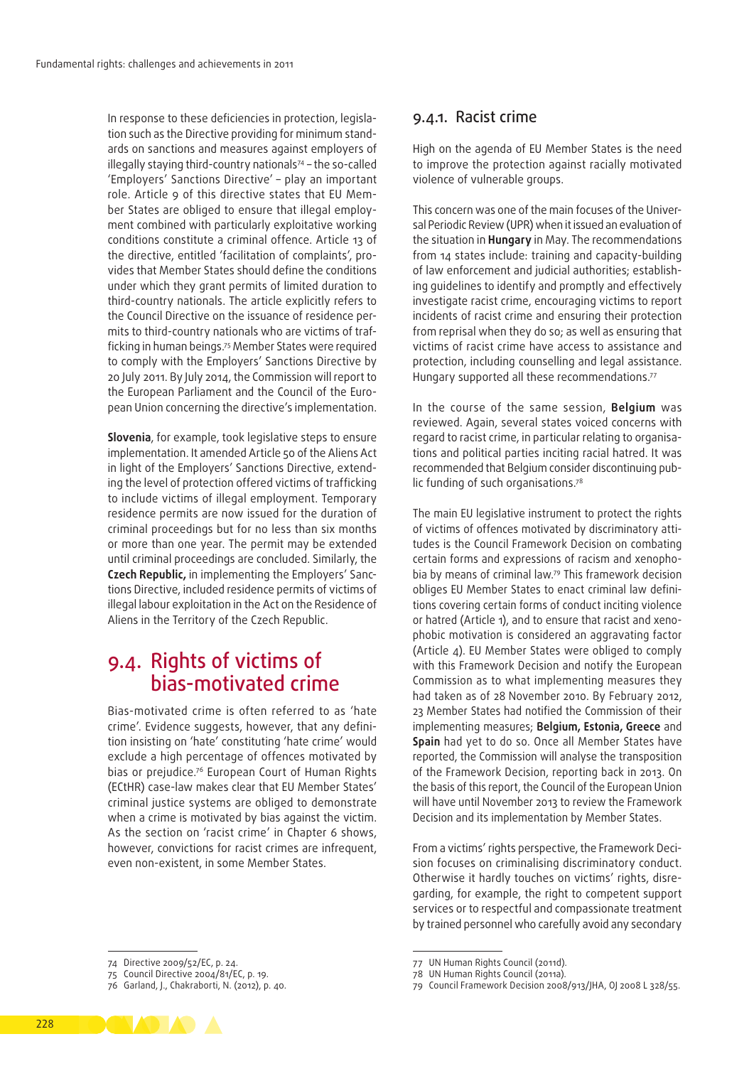In response to these deficiencies in protection, legislation such as the Directive providing for minimum standards on sanctions and measures against employers of illegally staying third-country nationals[74] – the so-called 'Employers' Sanctions Directive' – play an important role. Article 9 of this directive states that EU Member States are obliged to ensure that illegal employment combined with particularly exploitative working conditions constitute a criminal offence. Article 13 of the directive, entitled 'facilitation of complaints', provides that Member States should define the conditions under which they grant permits of limited duration to third-country nationals. The article explicitly refers to the Council Directive on the issuance of residence permits to third-country nationals who are victims of trafficking in human beings.[75] Member States were required to comply with the Employers' Sanctions Directive by 20 July 2011. By July 2014, the Commission will report to the European Parliament and the Council of the European Union concerning the directive's implementation.

**Slovenia**, for example, took legislative steps to ensure implementation. It amended Article 50 of the Aliens Act in light of the Employers' Sanctions Directive, extending the level of protection offered victims of trafficking to include victims of illegal employment. Temporary residence permits are now issued for the duration of criminal proceedings but for no less than six months or more than one year. The permit may be extended until criminal proceedings are concluded. Similarly, the **Czech Republic,** in implementing the Employers' Sanctions Directive, included residence permits of victims of illegal labour exploitation in the Act on the Residence of Aliens in the Territory of the Czech Republic.

## 9.4. Rights of victims of bias-motivated crime

Bias-motivated crime is often referred to as 'hate crime'. Evidence suggests, however, that any definition insisting on 'hate' constituting 'hate crime' would exclude a high percentage of offences motivated by bias or prejudice.[76] European Court of Human Rights (ECtHR) case-law makes clear that EU Member States' criminal justice systems are obliged to demonstrate when a crime is motivated by bias against the victim. As the section on 'racist crime' in Chapter 6 shows, however, convictions for racist crimes are infrequent, even non-existent, in some Member States.

### 9.4.1. Racist crime

High on the agenda of EU Member States is the need to improve the protection against racially motivated violence of vulnerable groups.

This concern was one of the main focuses of the Universal Periodic Review (UPR) when it issued an evaluation of the situation in **Hungary** in May. The recommendations from 14 states include: training and capacity-building of law enforcement and judicial authorities; establishing guidelines to identify and promptly and effectively investigate racist crime, encouraging victims to report incidents of racist crime and ensuring their protection from reprisal when they do so; as well as ensuring that victims of racist crime have access to assistance and protection, including counselling and legal assistance. Hungary supported all these recommendations.[77]

In the course of the same session, **Belgium** was reviewed. Again, several states voiced concerns with regard to racist crime, in particular relating to organisations and political parties inciting racial hatred. It was recommended that Belgium consider discontinuing public funding of such organisations.[78]

The main EU legislative instrument to protect the rights of victims of offences motivated by discriminatory attitudes is the Council Framework Decision on combating certain forms and expressions of racism and xenophobia by means of criminal law.[79] This framework decision obliges EU Member States to enact criminal law definitions covering certain forms of conduct inciting violence or hatred (Article 1), and to ensure that racist and xenophobic motivation is considered an aggravating factor (Article 4). EU Member States were obliged to comply with this Framework Decision and notify the European Commission as to what implementing measures they had taken as of 28 November 2010. By February 2012, 23 Member States had notified the Commission of their implementing measures; **Belgium, Estonia, Greece** and **Spain** had yet to do so. Once all Member States have reported, the Commission will analyse the transposition of the Framework Decision, reporting back in 2013. On the basis of this report, the Council of the European Union will have until November 2013 to review the Framework Decision and its implementation by Member States.

From a victims' rights perspective, the Framework Decision focuses on criminalising discriminatory conduct. Otherwise it hardly touches on victims' rights, disregarding, for example, the right to competent support services or to respectful and compassionate treatment by trained personnel who carefully avoid any secondary

---

74 Directive 2009/52/EC, p. 24.
75 Council Directive 2004/81/EC, p. 19.
76 Garland, J., Chakraborti, N. (2012), p. 40.

77 UN Human Rights Council (2011d).
78 UN Human Rights Council (2011a).
79 Council Framework Decision 2008/913/JHA, OJ 2008 L 328/55.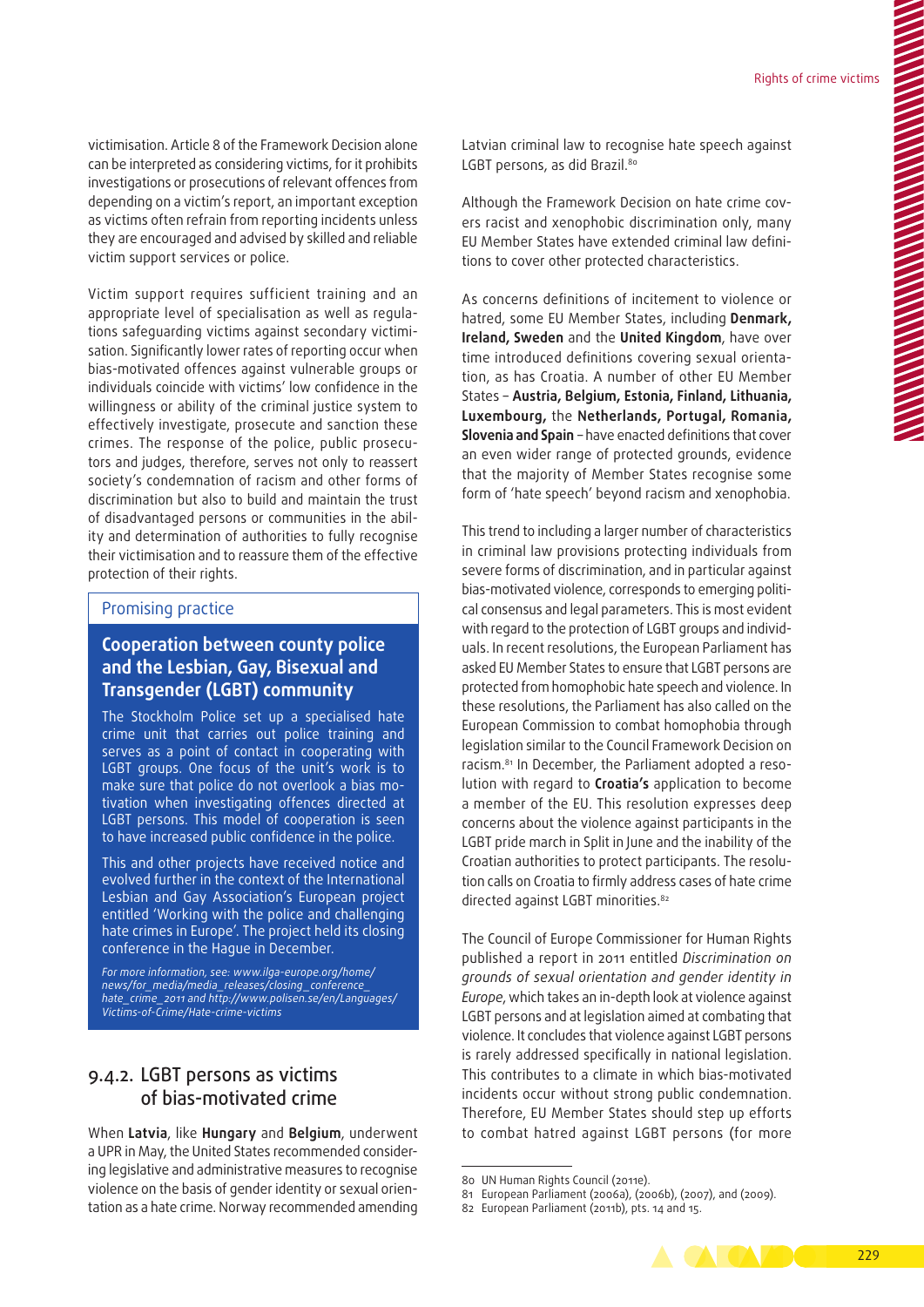victimisation. Article 8 of the Framework Decision alone can be interpreted as considering victims, for it prohibits investigations or prosecutions of relevant offences from depending on a victim's report, an important exception as victims often refrain from reporting incidents unless they are encouraged and advised by skilled and reliable victim support services or police.

Victim support requires sufficient training and an appropriate level of specialisation as well as regulations safeguarding victims against secondary victimisation. Significantly lower rates of reporting occur when bias-motivated offences against vulnerable groups or individuals coincide with victims' low confidence in the willingness or ability of the criminal justice system to effectively investigate, prosecute and sanction these crimes. The response of the police, public prosecutors and judges, therefore, serves not only to reassert society's condemnation of racism and other forms of discrimination but also to build and maintain the trust of disadvantaged persons or communities in the ability and determination of authorities to fully recognise their victimisation and to reassure them of the effective protection of their rights.

> Promising practice
>
> **Cooperation between county police and the Lesbian, Gay, Bisexual and Transgender (LGBT) community**
>
> The Stockholm Police set up a specialised hate crime unit that carries out police training and serves as a point of contact in cooperating with LGBT groups. One focus of the unit's work is to make sure that police do not overlook a bias motivation when investigating offences directed at LGBT persons. This model of cooperation is seen to have increased public confidence in the police.
>
> This and other projects have received notice and evolved further in the context of the International Lesbian and Gay Association's European project entitled 'Working with the police and challenging hate crimes in Europe'. The project held its closing conference in the Hague in December.
>
> *For more information, see: www.ilga-europe.org/home/news/for_media/media_releases/closing_conference_hate_crime_2011 and http://www.polisen.se/en/Languages/Victims-of-Crime/Hate-crime-victims*

## 9.4.2. LGBT persons as victims of bias-motivated crime

When **Latvia**, like **Hungary** and **Belgium**, underwent a UPR in May, the United States recommended considering legislative and administrative measures to recognise violence on the basis of gender identity or sexual orientation as a hate crime. Norway recommended amending Latvian criminal law to recognise hate speech against LGBT persons, as did Brazil.[80]

Although the Framework Decision on hate crime covers racist and xenophobic discrimination only, many EU Member States have extended criminal law definitions to cover other protected characteristics.

As concerns definitions of incitement to violence or hatred, some EU Member States, including **Denmark, Ireland, Sweden** and the **United Kingdom**, have over time introduced definitions covering sexual orientation, as has Croatia. A number of other EU Member States – **Austria, Belgium, Estonia, Finland, Lithuania, Luxembourg,** the **Netherlands, Portugal, Romania, Slovenia and Spain** – have enacted definitions that cover an even wider range of protected grounds, evidence that the majority of Member States recognise some form of 'hate speech' beyond racism and xenophobia.

This trend to including a larger number of characteristics in criminal law provisions protecting individuals from severe forms of discrimination, and in particular against bias-motivated violence, corresponds to emerging political consensus and legal parameters. This is most evident with regard to the protection of LGBT groups and individuals. In recent resolutions, the European Parliament has asked EU Member States to ensure that LGBT persons are protected from homophobic hate speech and violence. In these resolutions, the Parliament has also called on the European Commission to combat homophobia through legislation similar to the Council Framework Decision on racism.[81] In December, the Parliament adopted a resolution with regard to **Croatia's** application to become a member of the EU. This resolution expresses deep concerns about the violence against participants in the LGBT pride march in Split in June and the inability of the Croatian authorities to protect participants. The resolution calls on Croatia to firmly address cases of hate crime directed against LGBT minorities.[82]

The Council of Europe Commissioner for Human Rights published a report in 2011 entitled *Discrimination on grounds of sexual orientation and gender identity in Europe*, which takes an in-depth look at violence against LGBT persons and at legislation aimed at combating that violence. It concludes that violence against LGBT persons is rarely addressed specifically in national legislation. This contributes to a climate in which bias-motivated incidents occur without strong public condemnation. Therefore, EU Member States should step up efforts to combat hatred against LGBT persons (for more

---

80 UN Human Rights Council (2011e).
81 European Parliament (2006a), (2006b), (2007), and (2009).
82 European Parliament (2011b), pts. 14 and 15.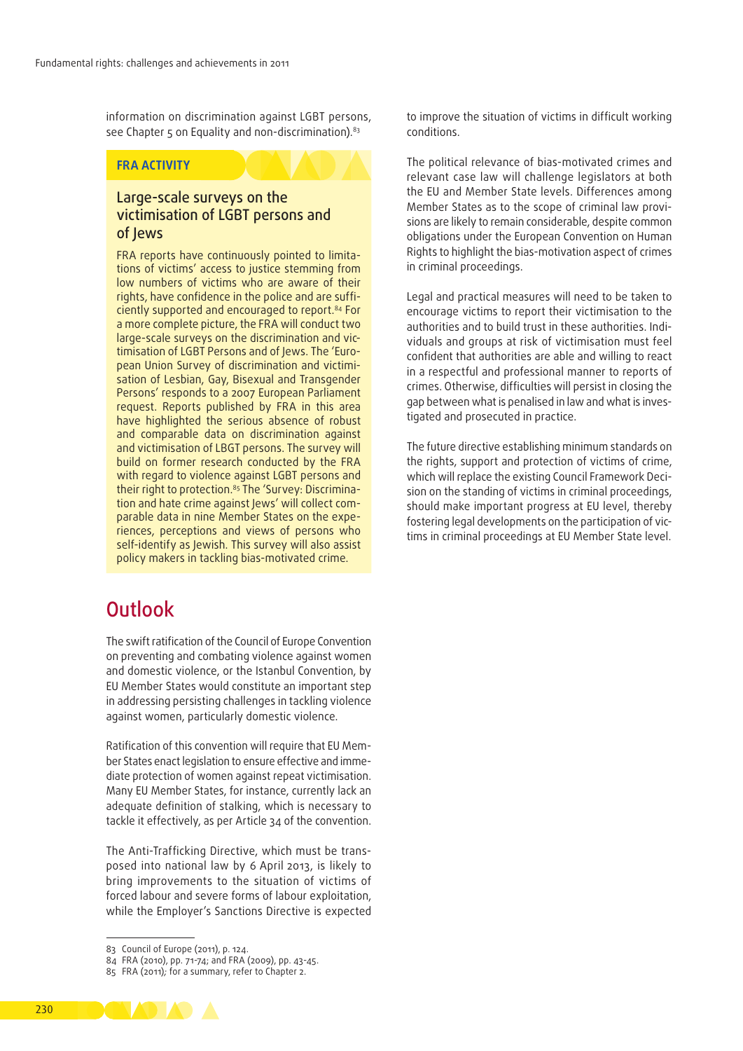information on discrimination against LGBT persons, see Chapter 5 on Equality and non-discrimination).[83]

**FRA ACTIVITY**

### Large-scale surveys on the victimisation of LGBT persons and of Jews

FRA reports have continuously pointed to limitations of victims' access to justice stemming from low numbers of victims who are aware of their rights, have confidence in the police and are sufficiently supported and encouraged to report.[84] For a more complete picture, the FRA will conduct two large-scale surveys on the discrimination and victimisation of LGBT Persons and of Jews. The 'European Union Survey of discrimination and victimisation of Lesbian, Gay, Bisexual and Transgender Persons' responds to a 2007 European Parliament request. Reports published by FRA in this area have highlighted the serious absence of robust and comparable data on discrimination against and victimisation of LBGT persons. The survey will build on former research conducted by the FRA with regard to violence against LGBT persons and their right to protection.[85] The 'Survey: Discrimination and hate crime against Jews' will collect comparable data in nine Member States on the experiences, perceptions and views of persons who self-identify as Jewish. This survey will also assist policy makers in tackling bias-motivated crime.

## Outlook

The swift ratification of the Council of Europe Convention on preventing and combating violence against women and domestic violence, or the Istanbul Convention, by EU Member States would constitute an important step in addressing persisting challenges in tackling violence against women, particularly domestic violence.

Ratification of this convention will require that EU Member States enact legislation to ensure effective and immediate protection of women against repeat victimisation. Many EU Member States, for instance, currently lack an adequate definition of stalking, which is necessary to tackle it effectively, as per Article 34 of the convention.

The Anti-Trafficking Directive, which must be transposed into national law by 6 April 2013, is likely to bring improvements to the situation of victims of forced labour and severe forms of labour exploitation, while the Employer's Sanctions Directive is expected to improve the situation of victims in difficult working conditions.

The political relevance of bias-motivated crimes and relevant case law will challenge legislators at both the EU and Member State levels. Differences among Member States as to the scope of criminal law provisions are likely to remain considerable, despite common obligations under the European Convention on Human Rights to highlight the bias-motivation aspect of crimes in criminal proceedings.

Legal and practical measures will need to be taken to encourage victims to report their victimisation to the authorities and to build trust in these authorities. Individuals and groups at risk of victimisation must feel confident that authorities are able and willing to react in a respectful and professional manner to reports of crimes. Otherwise, difficulties will persist in closing the gap between what is penalised in law and what is investigated and prosecuted in practice.

The future directive establishing minimum standards on the rights, support and protection of victims of crime, which will replace the existing Council Framework Decision on the standing of victims in criminal proceedings, should make important progress at EU level, thereby fostering legal developments on the participation of victims in criminal proceedings at EU Member State level.

---

83 Council of Europe (2011), p. 124.
84 FRA (2010), pp. 71-74; and FRA (2009), pp. 43-45.
85 FRA (2011); for a summary, refer to Chapter 2.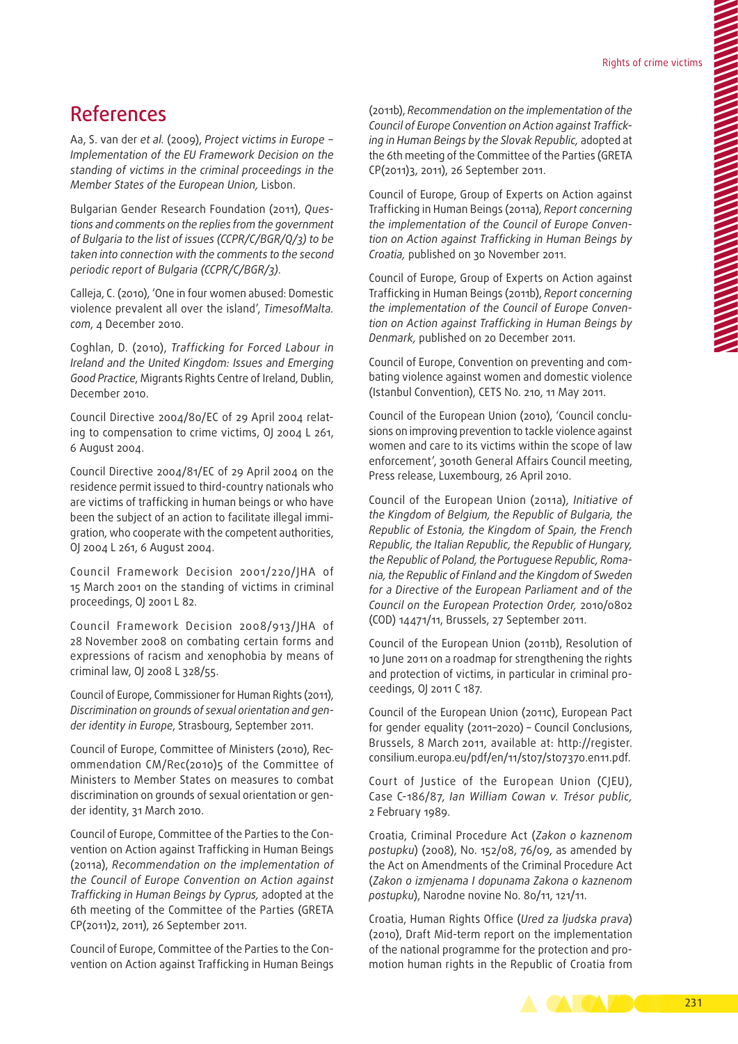# References

Aa, S. van der *et al.* (2009), *Project victims in Europe – Implementation of the EU Framework Decision on the standing of victims in the criminal proceedings in the Member States of the European Union,* Lisbon.

Bulgarian Gender Research Foundation (2011), *Questions and comments on the replies from the government of Bulgaria to the list of issues (CCPR/C/BGR/Q/3) to be taken into connection with the comments to the second periodic report of Bulgaria (CCPR/C/BGR/3).*

Calleja, C. (2010), 'One in four women abused: Domestic violence prevalent all over the island', *TimesofMalta.com*, 4 December 2010.

Coghlan, D. (2010), *Trafficking for Forced Labour in Ireland and the United Kingdom: Issues and Emerging Good Practice*, Migrants Rights Centre of Ireland, Dublin, December 2010.

Council Directive 2004/80/EC of 29 April 2004 relating to compensation to crime victims, OJ 2004 L 261, 6 August 2004.

Council Directive 2004/81/EC of 29 April 2004 on the residence permit issued to third-country nationals who are victims of trafficking in human beings or who have been the subject of an action to facilitate illegal immigration, who cooperate with the competent authorities, OJ 2004 L 261, 6 August 2004.

Council Framework Decision 2001/220/JHA of 15 March 2001 on the standing of victims in criminal proceedings, OJ 2001 L 82.

Council Framework Decision 2008/913/JHA of 28 November 2008 on combating certain forms and expressions of racism and xenophobia by means of criminal law, OJ 2008 L 328/55.

Council of Europe, Commissioner for Human Rights (2011), *Discrimination on grounds of sexual orientation and gender identity in Europe*, Strasbourg, September 2011.

Council of Europe, Committee of Ministers (2010), Recommendation CM/Rec(2010)5 of the Committee of Ministers to Member States on measures to combat discrimination on grounds of sexual orientation or gender identity, 31 March 2010.

Council of Europe, Committee of the Parties to the Convention on Action against Trafficking in Human Beings (2011a), *Recommendation on the implementation of the Council of Europe Convention on Action against Trafficking in Human Beings by Cyprus,* adopted at the 6th meeting of the Committee of the Parties (GRETA CP(2011)2, 2011), 26 September 2011.

Council of Europe, Committee of the Parties to the Convention on Action against Trafficking in Human Beings (2011b), *Recommendation on the implementation of the Council of Europe Convention on Action against Trafficking in Human Beings by the Slovak Republic,* adopted at the 6th meeting of the Committee of the Parties (GRETA CP(2011)3, 2011), 26 September 2011.

Council of Europe, Group of Experts on Action against Trafficking in Human Beings (2011a), *Report concerning the implementation of the Council of Europe Convention on Action against Trafficking in Human Beings by Croatia,* published on 30 November 2011.

Council of Europe, Group of Experts on Action against Trafficking in Human Beings (2011b), *Report concerning the implementation of the Council of Europe Convention on Action against Trafficking in Human Beings by Denmark,* published on 20 December 2011.

Council of Europe, Convention on preventing and combating violence against women and domestic violence (Istanbul Convention), CETS No. 210, 11 May 2011.

Council of the European Union (2010), 'Council conclusions on improving prevention to tackle violence against women and care to its victims within the scope of law enforcement', 3010th General Affairs Council meeting, Press release, Luxembourg, 26 April 2010.

Council of the European Union (2011a), *Initiative of the Kingdom of Belgium, the Republic of Bulgaria, the Republic of Estonia, the Kingdom of Spain, the French Republic, the Italian Republic, the Republic of Hungary, the Republic of Poland, the Portuguese Republic, Romania, the Republic of Finland and the Kingdom of Sweden for a Directive of the European Parliament and of the Council on the European Protection Order,* 2010/0802 (COD) 14471/11, Brussels, 27 September 2011.

Council of the European Union (2011b), Resolution of 10 June 2011 on a roadmap for strengthening the rights and protection of victims, in particular in criminal proceedings, OJ 2011 C 187.

Council of the European Union (2011c), European Pact for gender equality (2011–2020) – Council Conclusions, Brussels, 8 March 2011, available at: http://register.consilium.europa.eu/pdf/en/11/st07/st07370.en11.pdf.

Court of Justice of the European Union (CJEU), Case C-186/87, *Ian William Cowan v. Trésor public,* 2 February 1989.

Croatia, Criminal Procedure Act (*Zakon o kaznenom postupku*) (2008), No. 152/08, 76/09, as amended by the Act on Amendments of the Criminal Procedure Act (*Zakon o izmjenama I dopunama Zakona o kaznenom postupku*), Narodne novine No. 80/11, 121/11.

Croatia, Human Rights Office (*Ured za ljudska prava*) (2010), Draft Mid-term report on the implementation of the national programme for the protection and promotion human rights in the Republic of Croatia from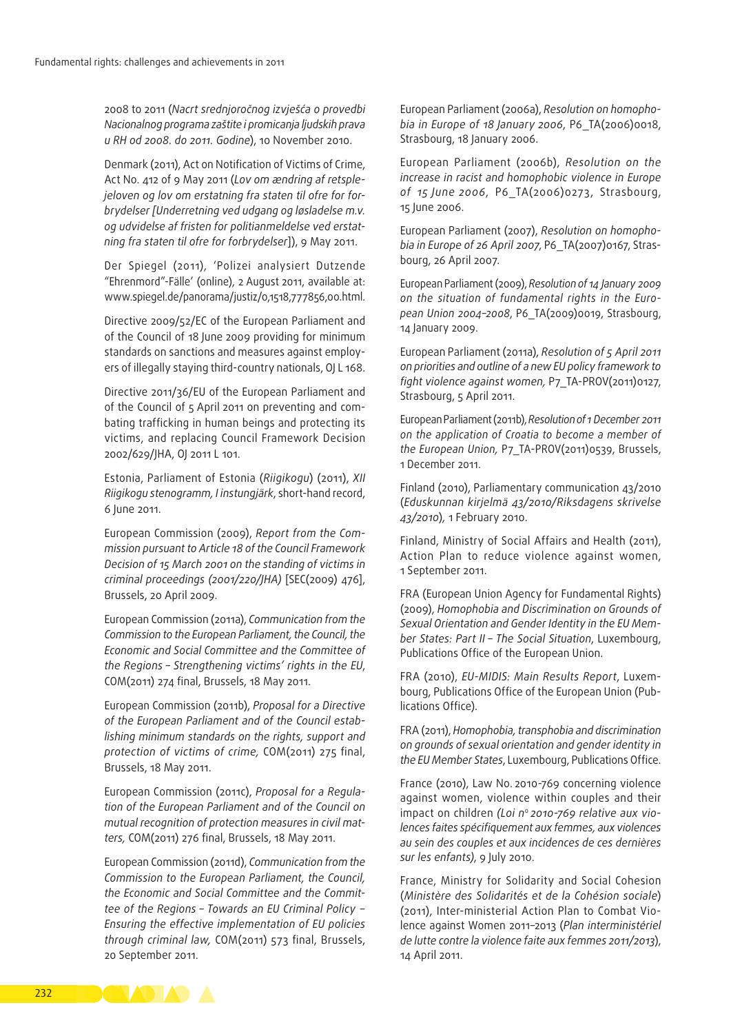2008 to 2011 (*Nacrt srednjoročnog izvješća o provedbi Nacionalnog programa zaštite i promicanja ljudskih prava u RH od 2008. do 2011. Godine*), 10 November 2010.

Denmark (2011), Act on Notification of Victims of Crime, Act No. 412 of 9 May 2011 (*Lov om ændring af retsplejeloven og lov om erstatning fra staten til ofre for forbrydelser [Underretning ved udgang og løsladelse m.v. og udvidelse af fristen for politianmeldelse ved erstatning fra staten til ofre for forbrydelser]*), 9 May 2011.

Der Spiegel (2011), 'Polizei analysiert Dutzende "Ehrenmord"-Fälle' (online), 2 August 2011, available at: www.spiegel.de/panorama/justiz/0,1518,777856,00.html.

Directive 2009/52/EC of the European Parliament and of the Council of 18 June 2009 providing for minimum standards on sanctions and measures against employers of illegally staying third-country nationals, OJ L 168.

Directive 2011/36/EU of the European Parliament and of the Council of 5 April 2011 on preventing and combating trafficking in human beings and protecting its victims, and replacing Council Framework Decision 2002/629/JHA, OJ 2011 L 101.

Estonia, Parliament of Estonia (*Riigikogu*) (2011), *XII Riigikogu stenogramm, I instungjärk*, short-hand record, 6 June 2011.

European Commission (2009), *Report from the Commission pursuant to Article 18 of the Council Framework Decision of 15 March 2001 on the standing of victims in criminal proceedings (2001/220/JHA)* [SEC(2009) 476], Brussels, 20 April 2009.

European Commission (2011a), *Communication from the Commission to the European Parliament, the Council, the Economic and Social Committee and the Committee of the Regions – Strengthening victims' rights in the EU*, COM(2011) 274 final, Brussels, 18 May 2011.

European Commission (2011b), *Proposal for a Directive of the European Parliament and of the Council establishing minimum standards on the rights, support and protection of victims of crime*, COM(2011) 275 final, Brussels, 18 May 2011.

European Commission (2011c), *Proposal for a Regulation of the European Parliament and of the Council on mutual recognition of protection measures in civil matters*, COM(2011) 276 final, Brussels, 18 May 2011.

European Commission (2011d), *Communication from the Commission to the European Parliament, the Council, the Economic and Social Committee and the Committee of the Regions – Towards an EU Criminal Policy – Ensuring the effective implementation of EU policies through criminal law*, COM(2011) 573 final, Brussels, 20 September 2011.

European Parliament (2006a), *Resolution on homophobia in Europe of 18 January 2006*, P6_TA(2006)0018, Strasbourg, 18 January 2006.

European Parliament (2006b), *Resolution on the increase in racist and homophobic violence in Europe of 15 June 2006*, P6_TA(2006)0273, Strasbourg, 15 June 2006.

European Parliament (2007), *Resolution on homophobia in Europe of 26 April 2007*, P6_TA(2007)0167, Strasbourg, 26 April 2007.

European Parliament (2009), *Resolution of 14 January 2009 on the situation of fundamental rights in the European Union 2004–2008*, P6_TA(2009)0019, Strasbourg, 14 January 2009.

European Parliament (2011a), *Resolution of 5 April 2011 on priorities and outline of a new EU policy framework to fight violence against women,* P7_TA-PROV(2011)0127, Strasbourg, 5 April 2011.

European Parliament (2011b), *Resolution of 1 December 2011 on the application of Croatia to become a member of the European Union,* P7_TA-PROV(2011)0539, Brussels, 1 December 2011.

Finland (2010), Parliamentary communication 43/2010 (*Eduskunnan kirjelmä 43/2010/Riksdagens skrivelse 43/2010*), 1 February 2010.

Finland, Ministry of Social Affairs and Health (2011), Action Plan to reduce violence against women, 1 September 2011.

FRA (European Union Agency for Fundamental Rights) (2009), *Homophobia and Discrimination on Grounds of Sexual Orientation and Gender Identity in the EU Member States: Part II – The Social Situation*, Luxembourg, Publications Office of the European Union.

FRA (2010), *EU-MIDIS: Main Results Report*, Luxembourg, Publications Office of the European Union (Publications Office).

FRA (2011), *Homophobia, transphobia and discrimination on grounds of sexual orientation and gender identity in the EU Member States*, Luxembourg, Publications Office.

France (2010), Law No. 2010-769 concerning violence against women, violence within couples and their impact on children *(Loi n° 2010-769 relative aux violences faites spécifiquement aux femmes, aux violences au sein des couples et aux incidences de ces dernières sur les enfants)*, 9 July 2010.

France, Ministry for Solidarity and Social Cohesion (*Ministère des Solidarités et de la Cohésion sociale*) (2011), Inter-ministerial Action Plan to Combat Violence against Women 2011–2013 (*Plan interministériel de lutte contre la violence faite aux femmes 2011/2013*), 14 April 2011.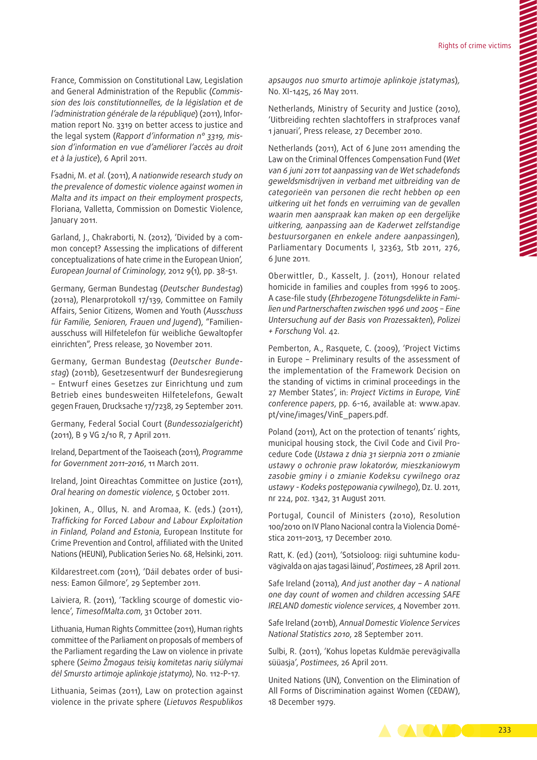France, Commission on Constitutional Law, Legislation and General Administration of the Republic (*Commission des lois constitutionnelles, de la législation et de l'administration générale de la république*) (2011), Information report No. 3319 on better access to justice and the legal system (*Rapport d'information n° 3319, mission d'information en vue d'améliorer l'accès au droit et à la justice*), 6 April 2011.

Fsadni, M. *et al.* (2011), *A nationwide research study on the prevalence of domestic violence against women in Malta and its impact on their employment prospects*, Floriana, Valletta, Commission on Domestic Violence, January 2011.

Garland, J., Chakraborti, N. (2012), 'Divided by a common concept? Assessing the implications of different conceptualizations of hate crime in the European Union', *European Journal of Criminology*, 2012 9(1), pp. 38-51.

Germany, German Bundestag (*Deutscher Bundestag*) (2011a), Plenarprotokoll 17/139, Committee on Family Affairs, Senior Citizens, Women and Youth (*Ausschuss für Familie, Senioren, Frauen und Jugend*), "Familienausschuss will Hilfetelefon für weibliche Gewaltopfer einrichten", Press release, 30 November 2011.

Germany, German Bundestag (*Deutscher Bundestag*) (2011b), Gesetzesentwurf der Bundesregierung – Entwurf eines Gesetzes zur Einrichtung und zum Betrieb eines bundesweiten Hilfetelefons, Gewalt gegen Frauen, Drucksache 17/7238, 29 September 2011.

Germany, Federal Social Court (*Bundessozialgericht*) (2011), B 9 VG 2/10 R, 7 April 2011.

Ireland, Department of the Taoiseach (2011), *Programme for Government 2011–2016*, 11 March 2011.

Ireland, Joint Oireachtas Committee on Justice (2011), *Oral hearing on domestic violence*, 5 October 2011.

Jokinen, A., Ollus, N. and Aromaa, K. (eds.) (2011), *Trafficking for Forced Labour and Labour Exploitation in Finland, Poland and Estonia*, European Institute for Crime Prevention and Control, affiliated with the United Nations (HEUNI), Publication Series No. 68, Helsinki, 2011.

Kildarestreet.com (2011), 'Dáil debates order of business: Eamon Gilmore', 29 September 2011.

Laiviera, R. (2011), 'Tackling scourge of domestic violence', *TimesofMalta.com*, 31 October 2011.

Lithuania, Human Rights Committee (2011), Human rights committee of the Parliament on proposals of members of the Parliament regarding the Law on violence in private sphere (*Seimo Žmogaus teisių komitetas narių siūlymai dėl Smursto artimoje aplinkoje įstatymo)*, No. 112-P-17.

Lithuania, Seimas (2011), Law on protection against violence in the private sphere (*Lietuvos Respublikos apsaugos nuo smurto artimoje aplinkoje įstatymas*), No. XI-1425, 26 May 2011.

Netherlands, Ministry of Security and Justice (2010), 'Uitbreiding rechten slachtoffers in strafproces vanaf 1 januari', Press release, 27 December 2010.

Netherlands (2011), Act of 6 June 2011 amending the Law on the Criminal Offences Compensation Fund (*Wet van 6 juni 2011 tot aanpassing van de Wet schadefonds geweldsmisdrijven in verband met uitbreiding van de categorieën van personen die recht hebben op een uitkering uit het fonds en verruiming van de gevallen waarin men aanspraak kan maken op een dergelijke uitkering, aanpassing aan de Kaderwet zelfstandige bestuursorganen en enkele andere aanpassingen)*, Parliamentary Documents I, 32363, Stb 2011, 276, 6 June 2011.

Oberwittler, D., Kasselt, J. (2011), Honour related homicide in families and couples from 1996 to 2005. A case-file study (*Ehrbezogene Tötungsdelikte in Familien und Partnerschaften zwischen 1996 und 2005 – Eine Untersuchung auf der Basis von Prozessakten*), *Polizei + Forschung* Vol. 42.

Pemberton, A., Rasquete, C. (2009), 'Project Victims in Europe – Preliminary results of the assessment of the implementation of the Framework Decision on the standing of victims in criminal proceedings in the 27 Member States', in: *Project Victims in Europe, VinE conference papers*, pp. 6-16, available at: www.apav.pt/vine/images/VinE_papers.pdf.

Poland (2011), Act on the protection of tenants' rights, municipal housing stock, the Civil Code and Civil Procedure Code (*Ustawa z dnia 31 sierpnia 2011 o zmianie ustawy o ochronie praw lokatorów, mieszkaniowym zasobie gminy i o zmianie Kodeksu cywilnego oraz ustawy - Kodeks postępowania cywilnego*), Dz. U. 2011, nr 224, poz. 1342, 31 August 2011.

Portugal, Council of Ministers (2010), Resolution 100/2010 on IV Plano Nacional contra la Violencia Doméstica 2011–2013, 17 December 2010.

Ratt, K. (ed.) (2011), 'Sotsioloog: riigi suhtumine koduvägivalda on ajas tagasi läinud', *Postimees*, 28 April 2011.

Safe Ireland (2011a), *And just another day – A national one day count of women and children accessing SAFE IRELAND domestic violence services*, 4 November 2011.

Safe Ireland (2011b), *Annual Domestic Violence Services National Statistics 2010*, 28 September 2011.

Sulbi, R. (2011), 'Kohus lopetas Kuldmäe perevägivalla süüasja', *Postimees*, 26 April 2011.

United Nations (UN), Convention on the Elimination of All Forms of Discrimination against Women (CEDAW), 18 December 1979.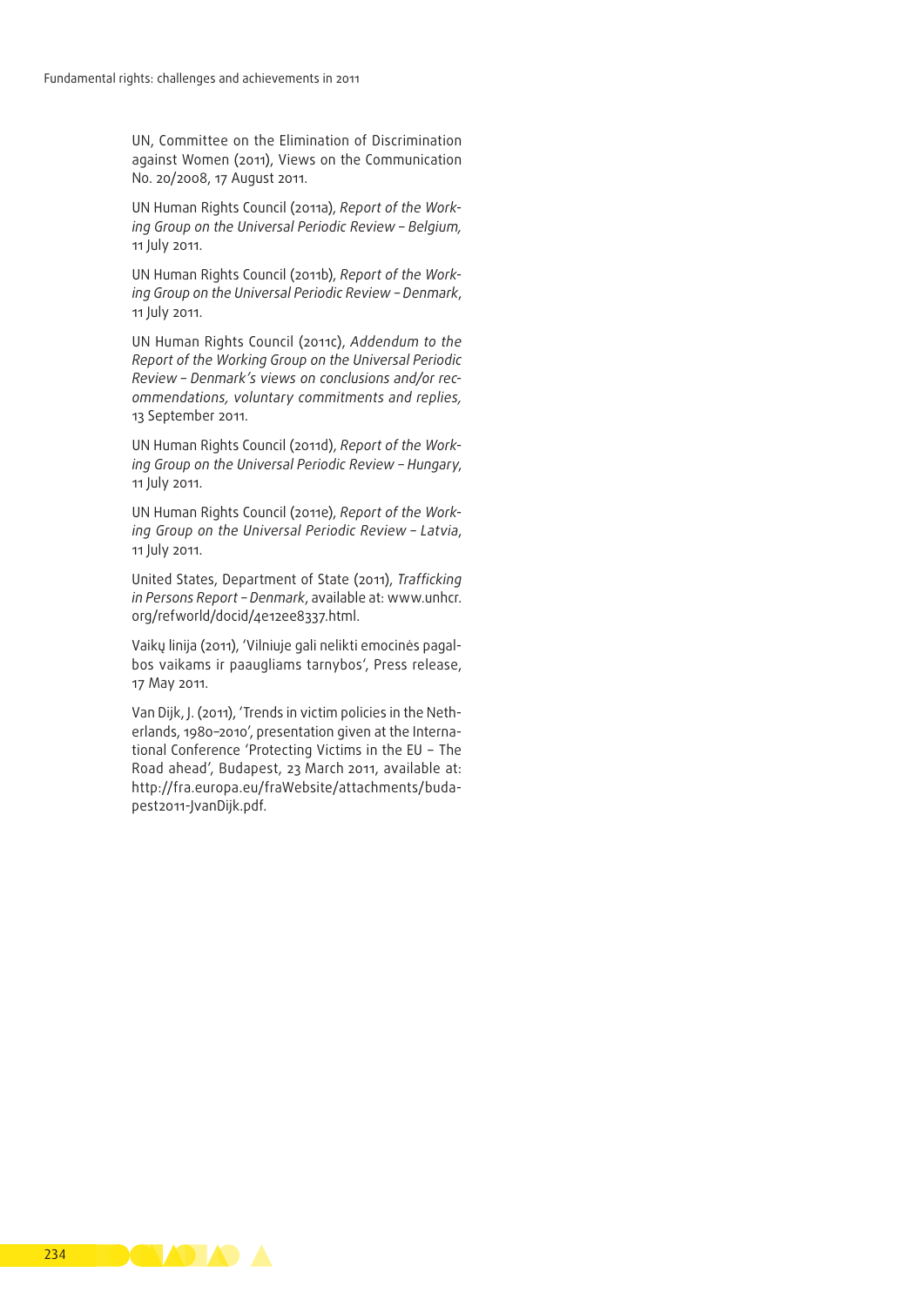UN, Committee on the Elimination of Discrimination against Women (2011), Views on the Communication No. 20/2008, 17 August 2011.

UN Human Rights Council (2011a), *Report of the Working Group on the Universal Periodic Review – Belgium*, 11 July 2011.

UN Human Rights Council (2011b), *Report of the Working Group on the Universal Periodic Review – Denmark*, 11 July 2011.

UN Human Rights Council (2011c), *Addendum to the Report of the Working Group on the Universal Periodic Review – Denmark's views on conclusions and/or recommendations, voluntary commitments and replies*, 13 September 2011.

UN Human Rights Council (2011d), *Report of the Working Group on the Universal Periodic Review – Hungary*, 11 July 2011.

UN Human Rights Council (2011e), *Report of the Working Group on the Universal Periodic Review – Latvia*, 11 July 2011.

United States, Department of State (2011), *Trafficking in Persons Report – Denmark*, available at: www.unhcr.org/refworld/docid/4e12ee8337.html.

Vaikų linija (2011), 'Vilniuje gali nelikti emocinės pagalbos vaikams ir paaugliams tarnybos', Press release, 17 May 2011.

Van Dijk, J. (2011), 'Trends in victim policies in the Netherlands, 1980–2010', presentation given at the International Conference 'Protecting Victims in the EU – The Road ahead', Budapest, 23 March 2011, available at: http://fra.europa.eu/fraWebsite/attachments/budapest2011-JvanDijk.pdf.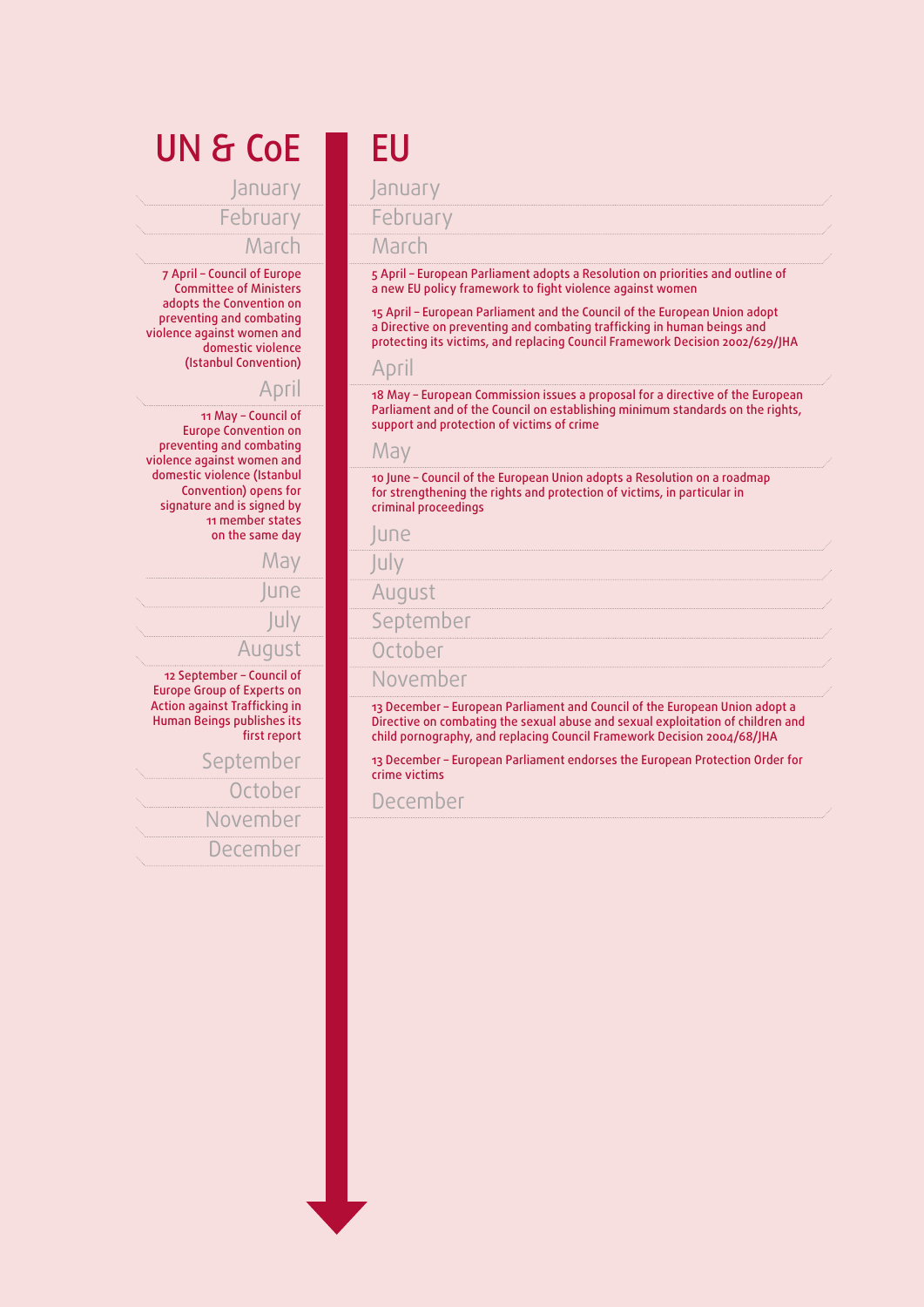## UN & CoE

January

February

March

7 April – Council of Europe Committee of Ministers adopts the Convention on preventing and combating violence against women and domestic violence (Istanbul Convention)

April

11 May – Council of Europe Convention on preventing and combating violence against women and domestic violence (Istanbul Convention) opens for signature and is signed by 11 member states on the same day

May

June

July

August

12 September – Council of Europe Group of Experts on Action against Trafficking in Human Beings publishes its first report

September

October

November

December

## EU

January

February

March

5 April – European Parliament adopts a Resolution on priorities and outline of a new EU policy framework to fight violence against women

15 April – European Parliament and the Council of the European Union adopt a Directive on preventing and combating trafficking in human beings and protecting its victims, and replacing Council Framework Decision 2002/629/JHA

April

18 May – European Commission issues a proposal for a directive of the European Parliament and of the Council on establishing minimum standards on the rights, support and protection of victims of crime

May

10 June – Council of the European Union adopts a Resolution on a roadmap for strengthening the rights and protection of victims, in particular in criminal proceedings

June

July

August

September

October

November

13 December – European Parliament and Council of the European Union adopt a Directive on combating the sexual abuse and sexual exploitation of children and child pornography, and replacing Council Framework Decision 2004/68/JHA

13 December – European Parliament endorses the European Protection Order for crime victims

December